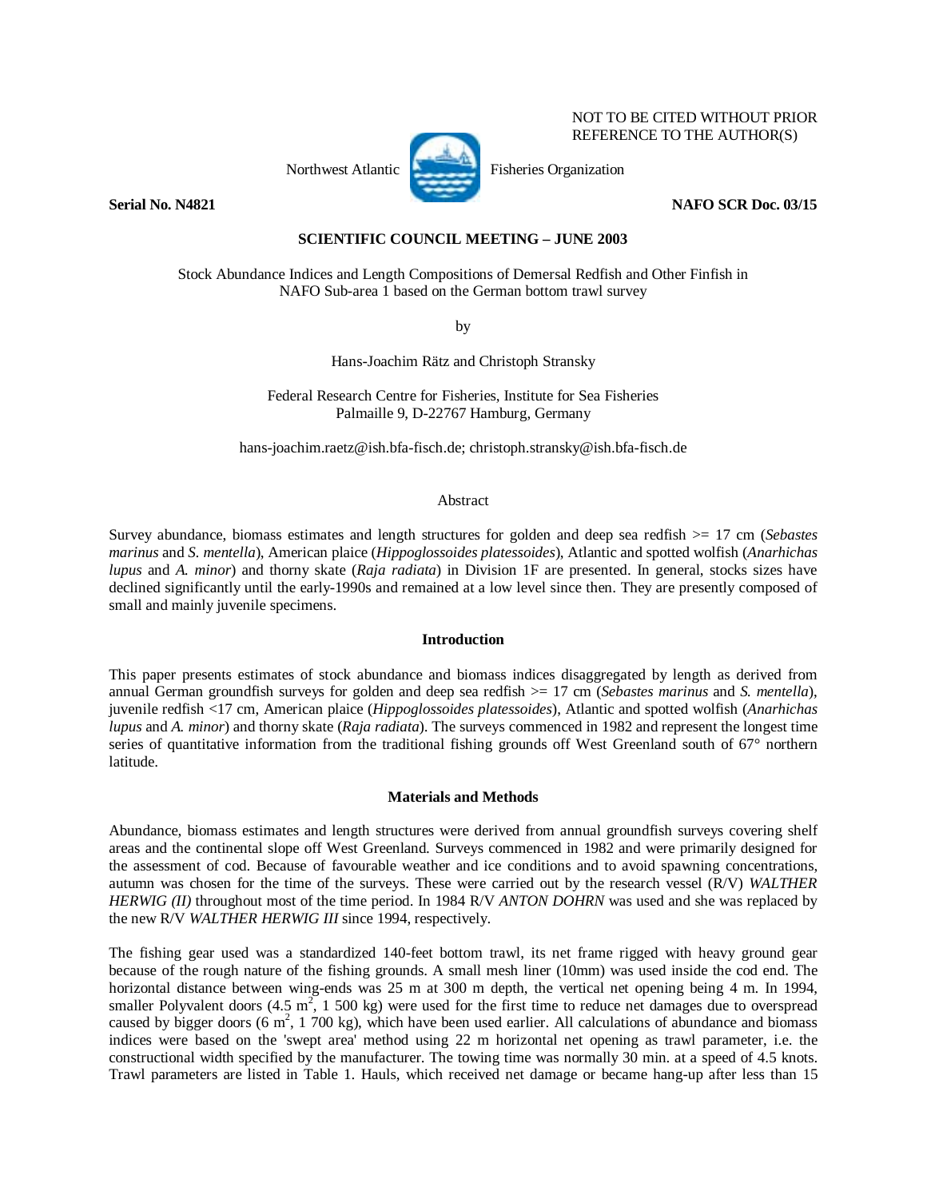NOT TO BE CITED WITHOUT PRIOR REFERENCE TO THE AUTHOR(S)

Northwest Atlantic Fisheries Organization

**Serial No. N4821** **NAFO SCR Doc. 03/15**

**SCIENTIFIC COUNCIL MEETING – JUNE 2003**

Stock Abundance Indices and Length Compositions of Demersal Redfish and Other Finfish in NAFO Sub-area 1 based on the German bottom trawl survey

by

Hans-Joachim Rätz and Christoph Stransky

Federal Research Centre for Fisheries, Institute for Sea Fisheries
Palmaille 9, D-22767 Hamburg, Germany

hans-joachim.raetz@ish.bfa-fisch.de; christoph.stransky@ish.bfa-fisch.de

## Abstract

Survey abundance, biomass estimates and length structures for golden and deep sea redfish >= 17 cm (*Sebastes marinus* and *S. mentella*), American plaice (*Hippoglossoides platessoides*), Atlantic and spotted wolfish (*Anarhichas lupus* and *A. minor*) and thorny skate (*Raja radiata*) in Division 1F are presented. In general, stocks sizes have declined significantly until the early-1990s and remained at a low level since then. They are presently composed of small and mainly juvenile specimens.

## Introduction

This paper presents estimates of stock abundance and biomass indices disaggregated by length as derived from annual German groundfish surveys for golden and deep sea redfish >= 17 cm (*Sebastes marinus* and *S. mentella*), juvenile redfish <17 cm, American plaice (*Hippoglossoides platessoides*), Atlantic and spotted wolfish (*Anarhichas lupus* and *A. minor*) and thorny skate (*Raja radiata*). The surveys commenced in 1982 and represent the longest time series of quantitative information from the traditional fishing grounds off West Greenland south of 67° northern latitude.

## Materials and Methods

Abundance, biomass estimates and length structures were derived from annual groundfish surveys covering shelf areas and the continental slope off West Greenland. Surveys commenced in 1982 and were primarily designed for the assessment of cod. Because of favourable weather and ice conditions and to avoid spawning concentrations, autumn was chosen for the time of the surveys. These were carried out by the research vessel (R/V) *WALTHER HERWIG (II)* throughout most of the time period. In 1984 R/V *ANTON DOHRN* was used and she was replaced by the new R/V *WALTHER HERWIG III* since 1994, respectively.

The fishing gear used was a standardized 140-feet bottom trawl, its net frame rigged with heavy ground gear because of the rough nature of the fishing grounds. A small mesh liner (10mm) was used inside the cod end. The horizontal distance between wing-ends was 25 m at 300 m depth, the vertical net opening being 4 m. In 1994, smaller Polyvalent doors (4.5 $m^2$, 1 500 kg) were used for the first time to reduce net damages due to overspread caused by bigger doors (6 $m^2$, 1 700 kg), which have been used earlier. All calculations of abundance and biomass indices were based on the 'swept area' method using 22 m horizontal net opening as trawl parameter, i.e. the constructional width specified by the manufacturer. The towing time was normally 30 min. at a speed of 4.5 knots. Trawl parameters are listed in Table 1. Hauls, which received net damage or became hang-up after less than 15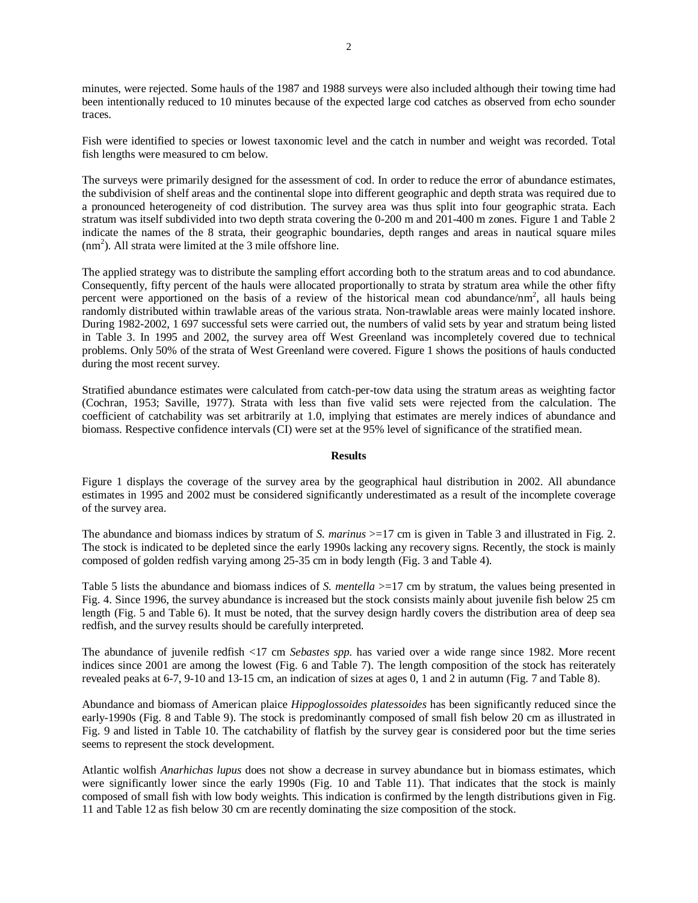minutes, were rejected. Some hauls of the 1987 and 1988 surveys were also included although their towing time had been intentionally reduced to 10 minutes because of the expected large cod catches as observed from echo sounder traces.

Fish were identified to species or lowest taxonomic level and the catch in number and weight was recorded. Total fish lengths were measured to cm below.

The surveys were primarily designed for the assessment of cod. In order to reduce the error of abundance estimates, the subdivision of shelf areas and the continental slope into different geographic and depth strata was required due to a pronounced heterogeneity of cod distribution. The survey area was thus split into four geographic strata. Each stratum was itself subdivided into two depth strata covering the 0-200 m and 201-400 m zones. Figure 1 and Table 2 indicate the names of the 8 strata, their geographic boundaries, depth ranges and areas in nautical square miles ($nm^2$). All strata were limited at the 3 mile offshore line.

The applied strategy was to distribute the sampling effort according both to the stratum areas and to cod abundance. Consequently, fifty percent of the hauls were allocated proportionally to strata by stratum area while the other fifty percent were apportioned on the basis of a review of the historical mean cod abundance/$nm^2$, all hauls being randomly distributed within trawlable areas of the various strata. Non-trawlable areas were mainly located inshore. During 1982-2002, 1 697 successful sets were carried out, the numbers of valid sets by year and stratum being listed in Table 3. In 1995 and 2002, the survey area off West Greenland was incompletely covered due to technical problems. Only 50% of the strata of West Greenland were covered. Figure 1 shows the positions of hauls conducted during the most recent survey.

Stratified abundance estimates were calculated from catch-per-tow data using the stratum areas as weighting factor (Cochran, 1953; Saville, 1977). Strata with less than five valid sets were rejected from the calculation. The coefficient of catchability was set arbitrarily at 1.0, implying that estimates are merely indices of abundance and biomass. Respective confidence intervals (CI) were set at the 95% level of significance of the stratified mean.

## Results

Figure 1 displays the coverage of the survey area by the geographical haul distribution in 2002. All abundance estimates in 1995 and 2002 must be considered significantly underestimated as a result of the incomplete coverage of the survey area.

The abundance and biomass indices by stratum of *S. marinus* >=17 cm is given in Table 3 and illustrated in Fig. 2. The stock is indicated to be depleted since the early 1990s lacking any recovery signs. Recently, the stock is mainly composed of golden redfish varying among 25-35 cm in body length (Fig. 3 and Table 4).

Table 5 lists the abundance and biomass indices of *S. mentella* >=17 cm by stratum, the values being presented in Fig. 4. Since 1996, the survey abundance is increased but the stock consists mainly about juvenile fish below 25 cm length (Fig. 5 and Table 6). It must be noted, that the survey design hardly covers the distribution area of deep sea redfish, and the survey results should be carefully interpreted.

The abundance of juvenile redfish <17 cm *Sebastes spp.* has varied over a wide range since 1982. More recent indices since 2001 are among the lowest (Fig. 6 and Table 7). The length composition of the stock has reiterately revealed peaks at 6-7, 9-10 and 13-15 cm, an indication of sizes at ages 0, 1 and 2 in autumn (Fig. 7 and Table 8).

Abundance and biomass of American plaice *Hippoglossoides platessoides* has been significantly reduced since the early-1990s (Fig. 8 and Table 9). The stock is predominantly composed of small fish below 20 cm as illustrated in Fig. 9 and listed in Table 10. The catchability of flatfish by the survey gear is considered poor but the time series seems to represent the stock development.

Atlantic wolfish *Anarhichas lupus* does not show a decrease in survey abundance but in biomass estimates, which were significantly lower since the early 1990s (Fig. 10 and Table 11). That indicates that the stock is mainly composed of small fish with low body weights. This indication is confirmed by the length distributions given in Fig. 11 and Table 12 as fish below 30 cm are recently dominating the size composition of the stock.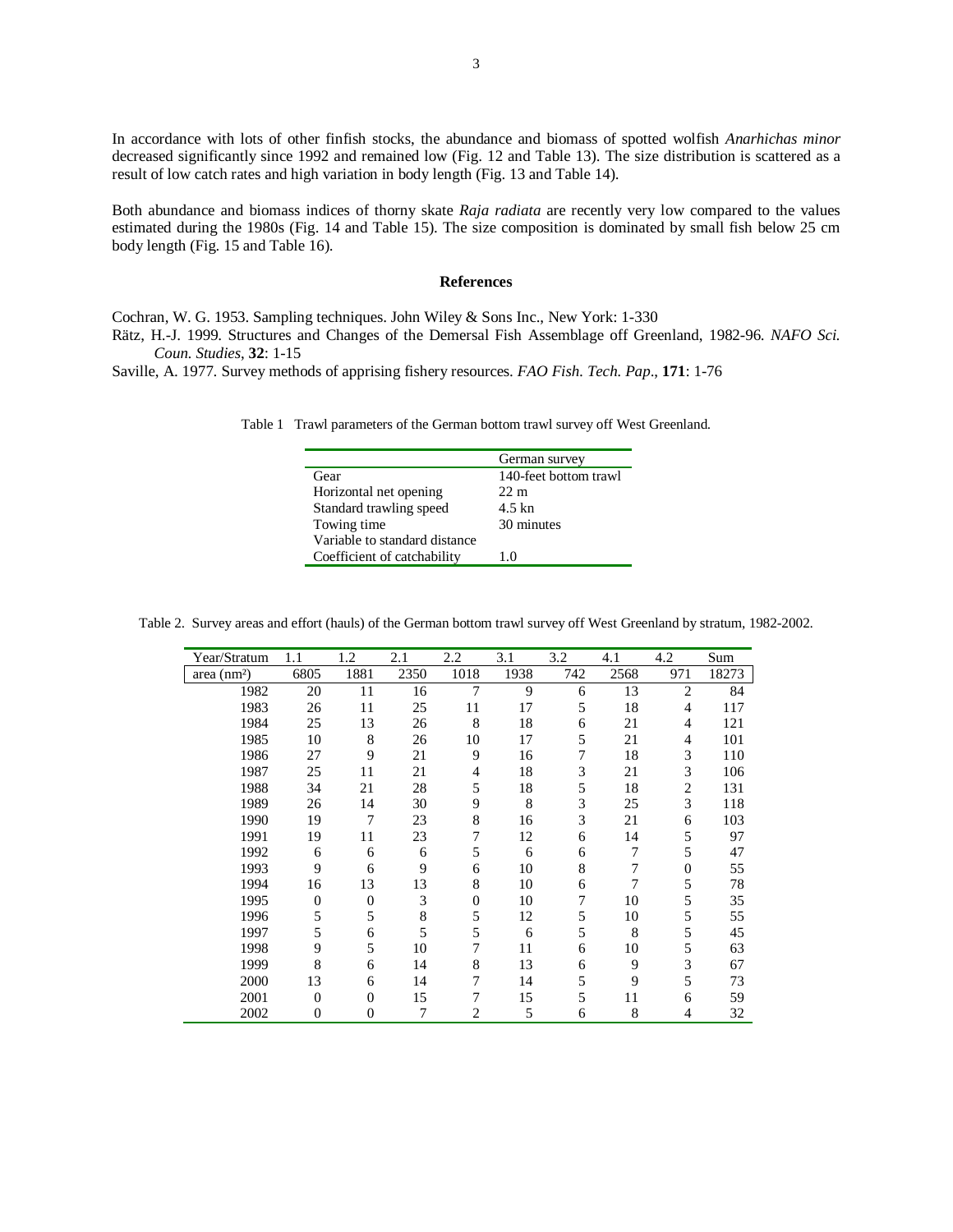In accordance with lots of other finfish stocks, the abundance and biomass of spotted wolfish *Anarhichas minor* decreased significantly since 1992 and remained low (Fig. 12 and Table 13). The size distribution is scattered as a result of low catch rates and high variation in body length (Fig. 13 and Table 14).

Both abundance and biomass indices of thorny skate *Raja radiata* are recently very low compared to the values estimated during the 1980s (Fig. 14 and Table 15). The size composition is dominated by small fish below 25 cm body length (Fig. 15 and Table 16).

## References

Cochran, W. G. 1953. Sampling techniques. John Wiley & Sons Inc., New York: 1-330

Rätz, H.-J. 1999. Structures and Changes of the Demersal Fish Assemblage off Greenland, 1982-96. *NAFO Sci. Coun. Studies*, **32**: 1-15

Saville, A. 1977. Survey methods of apprising fishery resources. *FAO Fish. Tech. Pap*., **171**: 1-76

Table 1 Trawl parameters of the German bottom trawl survey off West Greenland.

| | German survey |
|---|---|
| Gear | 140-feet bottom trawl |
| Horizontal net opening | 22 m |
| Standard trawling speed | 4.5 kn |
| Towing time | 30 minutes |
| Variable to standard distance | |
| Coefficient of catchability | 1.0 |

Table 2. Survey areas and effort (hauls) of the German bottom trawl survey off West Greenland by stratum, 1982-2002.

| Year/Stratum | 1.1 | 1.2 | 2.1 | 2.2 | 3.1 | 3.2 | 4.1 | 4.2 | Sum |
|---|---|---|---|---|---|---|---|---|---|
| area (nm²) | 6805 | 1881 | 2350 | 1018 | 1938 | 742 | 2568 | 971 | 18273 |
| 1982 | 20 | 11 | 16 | 7 | 9 | 6 | 13 | 2 | 84 |
| 1983 | 26 | 11 | 25 | 11 | 17 | 5 | 18 | 4 | 117 |
| 1984 | 25 | 13 | 26 | 8 | 18 | 6 | 21 | 4 | 121 |
| 1985 | 10 | 8 | 26 | 10 | 17 | 5 | 21 | 4 | 101 |
| 1986 | 27 | 9 | 21 | 9 | 16 | 7 | 18 | 3 | 110 |
| 1987 | 25 | 11 | 21 | 4 | 18 | 3 | 21 | 3 | 106 |
| 1988 | 34 | 21 | 28 | 5 | 18 | 5 | 18 | 2 | 131 |
| 1989 | 26 | 14 | 30 | 9 | 8 | 3 | 25 | 3 | 118 |
| 1990 | 19 | 7 | 23 | 8 | 16 | 3 | 21 | 6 | 103 |
| 1991 | 19 | 11 | 23 | 7 | 12 | 6 | 14 | 5 | 97 |
| 1992 | 6 | 6 | 6 | 5 | 6 | 6 | 7 | 5 | 47 |
| 1993 | 9 | 6 | 9 | 6 | 10 | 8 | 7 | 0 | 55 |
| 1994 | 16 | 13 | 13 | 8 | 10 | 6 | 7 | 5 | 78 |
| 1995 | 0 | 0 | 3 | 0 | 10 | 7 | 10 | 5 | 35 |
| 1996 | 5 | 5 | 8 | 5 | 12 | 5 | 10 | 5 | 55 |
| 1997 | 5 | 6 | 5 | 5 | 6 | 5 | 8 | 5 | 45 |
| 1998 | 9 | 5 | 10 | 7 | 11 | 6 | 10 | 5 | 63 |
| 1999 | 8 | 6 | 14 | 8 | 13 | 6 | 9 | 3 | 67 |
| 2000 | 13 | 6 | 14 | 7 | 14 | 5 | 9 | 5 | 73 |
| 2001 | 0 | 0 | 15 | 7 | 15 | 5 | 11 | 6 | 59 |
| 2002 | 0 | 0 | 7 | 2 | 5 | 6 | 8 | 4 | 32 |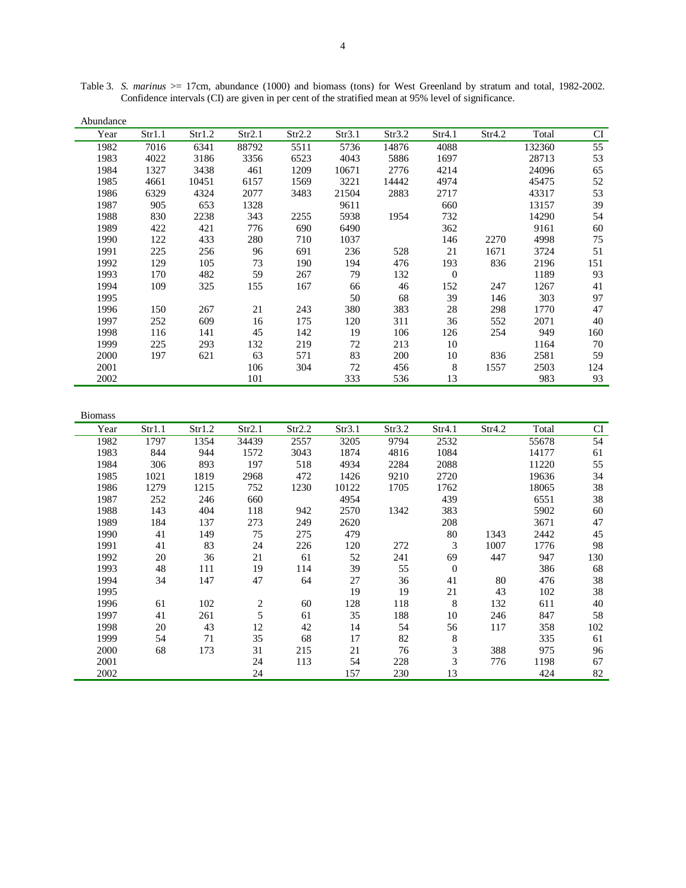Table 3. *S. marinus* >= 17cm, abundance (1000) and biomass (tons) for West Greenland by stratum and total, 1982-2002. Confidence intervals (CI) are given in per cent of the stratified mean at 95% level of significance.

Abundance

| Year | Str1.1 | Str1.2 | Str2.1 | Str2.2 | Str3.1 | Str3.2 | Str4.1 | Str4.2 | Total | CI |
|---|---|---|---|---|---|---|---|---|---|---|
| 1982 | 7016 | 6341 | 88792 | 5511 | 5736 | 14876 | 4088 | | 132360 | 55 |
| 1983 | 4022 | 3186 | 3356 | 6523 | 4043 | 5886 | 1697 | | 28713 | 53 |
| 1984 | 1327 | 3438 | 461 | 1209 | 10671 | 2776 | 4214 | | 24096 | 65 |
| 1985 | 4661 | 10451 | 6157 | 1569 | 3221 | 14442 | 4974 | | 45475 | 52 |
| 1986 | 6329 | 4324 | 2077 | 3483 | 21504 | 2883 | 2717 | | 43317 | 53 |
| 1987 | 905 | 653 | 1328 | | 9611 | | 660 | | 13157 | 39 |
| 1988 | 830 | 2238 | 343 | 2255 | 5938 | 1954 | 732 | | 14290 | 54 |
| 1989 | 422 | 421 | 776 | 690 | 6490 | | 362 | | 9161 | 60 |
| 1990 | 122 | 433 | 280 | 710 | 1037 | | 146 | 2270 | 4998 | 75 |
| 1991 | 225 | 256 | 96 | 691 | 236 | 528 | 21 | 1671 | 3724 | 51 |
| 1992 | 129 | 105 | 73 | 190 | 194 | 476 | 193 | 836 | 2196 | 151 |
| 1993 | 170 | 482 | 59 | 267 | 79 | 132 | 0 | | 1189 | 93 |
| 1994 | 109 | 325 | 155 | 167 | 66 | 46 | 152 | 247 | 1267 | 41 |
| 1995 | | | | | 50 | 68 | 39 | 146 | 303 | 97 |
| 1996 | 150 | 267 | 21 | 243 | 380 | 383 | 28 | 298 | 1770 | 47 |
| 1997 | 252 | 609 | 16 | 175 | 120 | 311 | 36 | 552 | 2071 | 40 |
| 1998 | 116 | 141 | 45 | 142 | 19 | 106 | 126 | 254 | 949 | 160 |
| 1999 | 225 | 293 | 132 | 219 | 72 | 213 | 10 | | 1164 | 70 |
| 2000 | 197 | 621 | 63 | 571 | 83 | 200 | 10 | 836 | 2581 | 59 |
| 2001 | | | 106 | 304 | 72 | 456 | 8 | 1557 | 2503 | 124 |
| 2002 | | | 101 | | 333 | 536 | 13 | | 983 | 93 |

Biomass

| Year | Str1.1 | Str1.2 | Str2.1 | Str2.2 | Str3.1 | Str3.2 | Str4.1 | Str4.2 | Total | CI |
|---|---|---|---|---|---|---|---|---|---|---|
| 1982 | 1797 | 1354 | 34439 | 2557 | 3205 | 9794 | 2532 | | 55678 | 54 |
| 1983 | 844 | 944 | 1572 | 3043 | 1874 | 4816 | 1084 | | 14177 | 61 |
| 1984 | 306 | 893 | 197 | 518 | 4934 | 2284 | 2088 | | 11220 | 55 |
| 1985 | 1021 | 1819 | 2968 | 472 | 1426 | 9210 | 2720 | | 19636 | 34 |
| 1986 | 1279 | 1215 | 752 | 1230 | 10122 | 1705 | 1762 | | 18065 | 38 |
| 1987 | 252 | 246 | 660 | | 4954 | | 439 | | 6551 | 38 |
| 1988 | 143 | 404 | 118 | 942 | 2570 | 1342 | 383 | | 5902 | 60 |
| 1989 | 184 | 137 | 273 | 249 | 2620 | | 208 | | 3671 | 47 |
| 1990 | 41 | 149 | 75 | 275 | 479 | | 80 | 1343 | 2442 | 45 |
| 1991 | 41 | 83 | 24 | 226 | 120 | 272 | 3 | 1007 | 1776 | 98 |
| 1992 | 20 | 36 | 21 | 61 | 52 | 241 | 69 | 447 | 947 | 130 |
| 1993 | 48 | 111 | 19 | 114 | 39 | 55 | 0 | | 386 | 68 |
| 1994 | 34 | 147 | 47 | 64 | 27 | 36 | 41 | 80 | 476 | 38 |
| 1995 | | | | | 19 | 19 | 21 | 43 | 102 | 38 |
| 1996 | 61 | 102 | 2 | 60 | 128 | 118 | 8 | 132 | 611 | 40 |
| 1997 | 41 | 261 | 5 | 61 | 35 | 188 | 10 | 246 | 847 | 58 |
| 1998 | 20 | 43 | 12 | 42 | 14 | 54 | 56 | 117 | 358 | 102 |
| 1999 | 54 | 71 | 35 | 68 | 17 | 82 | 8 | | 335 | 61 |
| 2000 | 68 | 173 | 31 | 215 | 21 | 76 | 3 | 388 | 975 | 96 |
| 2001 | | | 24 | 113 | 54 | 228 | 3 | 776 | 1198 | 67 |
| 2002 | | | 24 | | 157 | 230 | 13 | | 424 | 82 |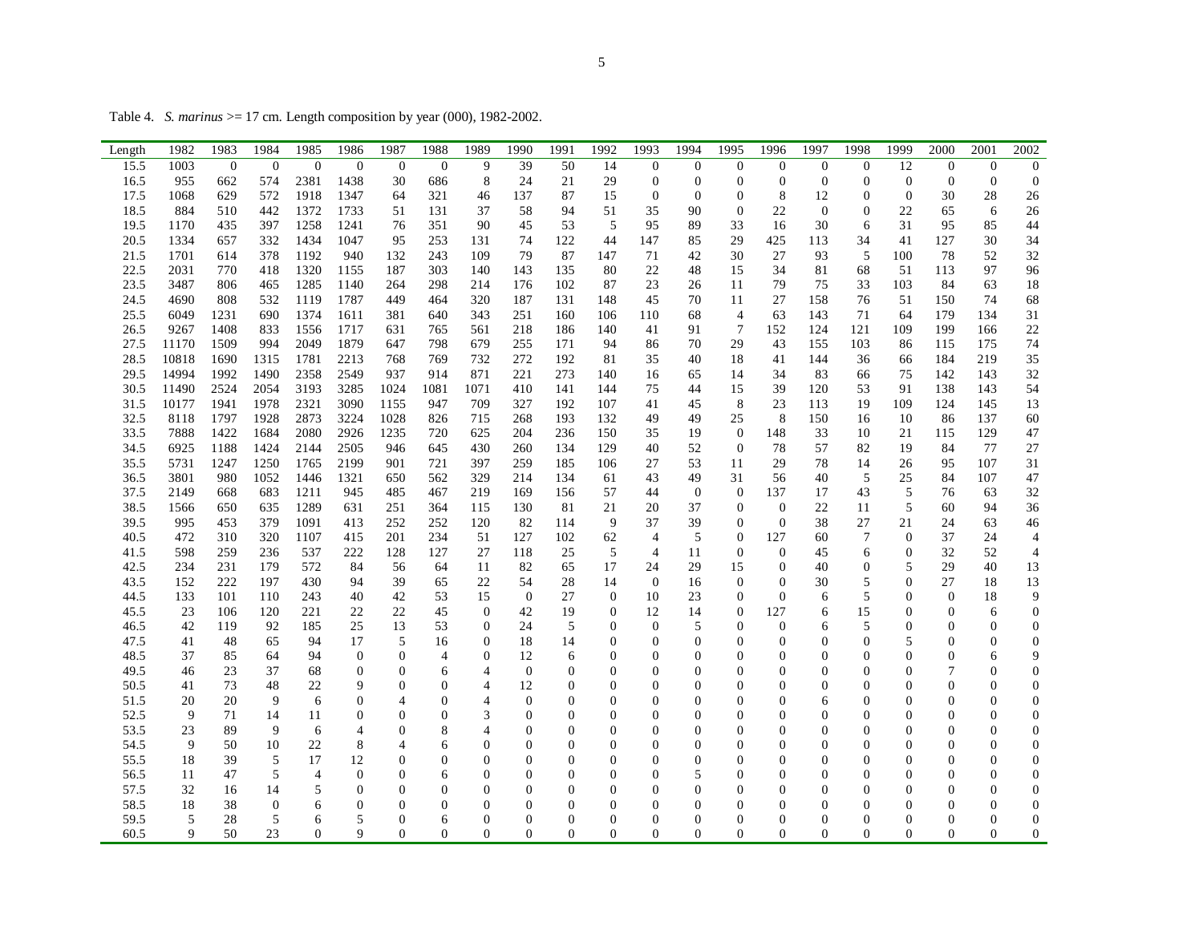Table 4. *S. marinus* >= 17 cm. Length composition by year (000), 1982-2002.

| Length | 1982 | 1983 | 1984 | 1985 | 1986 | 1987 | 1988 | 1989 | 1990 | 1991 | 1992 | 1993 | 1994 | 1995 | 1996 | 1997 | 1998 | 1999 | 2000 | 2001 | 2002 |
|---|---|---|---|---|---|---|---|---|---|---|---|---|---|---|---|---|---|---|---|---|---|
| 15.5 | 1003 | 0 | 0 | 0 | 0 | 0 | 0 | 9 | 39 | 50 | 14 | 0 | 0 | 0 | 0 | 0 | 0 | 12 | 0 | 0 | 0 |
| 16.5 | 955 | 662 | 574 | 2381 | 1438 | 30 | 686 | 8 | 24 | 21 | 29 | 0 | 0 | 0 | 0 | 0 | 0 | 0 | 0 | 0 | 0 |
| 17.5 | 1068 | 629 | 572 | 1918 | 1347 | 64 | 321 | 46 | 137 | 87 | 15 | 0 | 0 | 0 | 8 | 12 | 0 | 0 | 30 | 28 | 26 |
| 18.5 | 884 | 510 | 442 | 1372 | 1733 | 51 | 131 | 37 | 58 | 94 | 51 | 35 | 90 | 0 | 22 | 0 | 0 | 22 | 65 | 6 | 26 |
| 19.5 | 1170 | 435 | 397 | 1258 | 1241 | 76 | 351 | 90 | 45 | 53 | 5 | 95 | 89 | 33 | 16 | 30 | 6 | 31 | 95 | 85 | 44 |
| 20.5 | 1334 | 657 | 332 | 1434 | 1047 | 95 | 253 | 131 | 74 | 122 | 44 | 147 | 85 | 29 | 425 | 113 | 34 | 41 | 127 | 30 | 34 |
| 21.5 | 1701 | 614 | 378 | 1192 | 940 | 132 | 243 | 109 | 79 | 87 | 147 | 71 | 42 | 30 | 27 | 93 | 5 | 100 | 78 | 52 | 32 |
| 22.5 | 2031 | 770 | 418 | 1320 | 1155 | 187 | 303 | 140 | 143 | 135 | 80 | 22 | 48 | 15 | 34 | 81 | 68 | 51 | 113 | 97 | 96 |
| 23.5 | 3487 | 806 | 465 | 1285 | 1140 | 264 | 298 | 214 | 176 | 102 | 87 | 23 | 26 | 11 | 79 | 75 | 33 | 103 | 84 | 63 | 18 |
| 24.5 | 4690 | 808 | 532 | 1119 | 1787 | 449 | 464 | 320 | 187 | 131 | 148 | 45 | 70 | 11 | 27 | 158 | 76 | 51 | 150 | 74 | 68 |
| 25.5 | 6049 | 1231 | 690 | 1374 | 1611 | 381 | 640 | 343 | 251 | 160 | 106 | 110 | 68 | 4 | 63 | 143 | 71 | 64 | 179 | 134 | 31 |
| 26.5 | 9267 | 1408 | 833 | 1556 | 1717 | 631 | 765 | 561 | 218 | 186 | 140 | 41 | 91 | 7 | 152 | 124 | 121 | 109 | 199 | 166 | 22 |
| 27.5 | 11170 | 1509 | 994 | 2049 | 1879 | 647 | 798 | 679 | 255 | 171 | 94 | 86 | 70 | 29 | 43 | 155 | 103 | 86 | 115 | 175 | 74 |
| 28.5 | 10818 | 1690 | 1315 | 1781 | 2213 | 768 | 769 | 732 | 272 | 192 | 81 | 35 | 40 | 18 | 41 | 144 | 36 | 66 | 184 | 219 | 35 |
| 29.5 | 14994 | 1992 | 1490 | 2358 | 2549 | 937 | 914 | 871 | 221 | 273 | 140 | 16 | 65 | 14 | 34 | 83 | 66 | 75 | 142 | 143 | 32 |
| 30.5 | 11490 | 2524 | 2054 | 3193 | 3285 | 1024 | 1081 | 1071 | 410 | 141 | 144 | 75 | 44 | 15 | 39 | 120 | 53 | 91 | 138 | 143 | 54 |
| 31.5 | 10177 | 1941 | 1978 | 2321 | 3090 | 1155 | 947 | 709 | 327 | 192 | 107 | 41 | 45 | 8 | 23 | 113 | 19 | 109 | 124 | 145 | 13 |
| 32.5 | 8118 | 1797 | 1928 | 2873 | 3224 | 1028 | 826 | 715 | 268 | 193 | 132 | 49 | 49 | 25 | 8 | 150 | 16 | 10 | 86 | 137 | 60 |
| 33.5 | 7888 | 1422 | 1684 | 2080 | 2926 | 1235 | 720 | 625 | 204 | 236 | 150 | 35 | 19 | 0 | 148 | 33 | 10 | 21 | 115 | 129 | 47 |
| 34.5 | 6925 | 1188 | 1424 | 2144 | 2505 | 946 | 645 | 430 | 260 | 134 | 129 | 40 | 52 | 0 | 78 | 57 | 82 | 19 | 84 | 77 | 27 |
| 35.5 | 5731 | 1247 | 1250 | 1765 | 2199 | 901 | 721 | 397 | 259 | 185 | 106 | 27 | 53 | 11 | 29 | 78 | 14 | 26 | 95 | 107 | 31 |
| 36.5 | 3801 | 980 | 1052 | 1446 | 1321 | 650 | 562 | 329 | 214 | 134 | 61 | 43 | 49 | 31 | 56 | 40 | 5 | 25 | 84 | 107 | 47 |
| 37.5 | 2149 | 668 | 683 | 1211 | 945 | 485 | 467 | 219 | 169 | 156 | 57 | 44 | 0 | 0 | 137 | 17 | 43 | 5 | 76 | 63 | 32 |
| 38.5 | 1566 | 650 | 635 | 1289 | 631 | 251 | 364 | 115 | 130 | 81 | 21 | 20 | 37 | 0 | 0 | 22 | 11 | 5 | 60 | 94 | 36 |
| 39.5 | 995 | 453 | 379 | 1091 | 413 | 252 | 252 | 120 | 82 | 114 | 9 | 37 | 39 | 0 | 0 | 38 | 27 | 21 | 24 | 63 | 46 |
| 40.5 | 472 | 310 | 320 | 1107 | 415 | 201 | 234 | 51 | 127 | 102 | 62 | 4 | 5 | 0 | 127 | 60 | 7 | 0 | 37 | 24 | 4 |
| 41.5 | 598 | 259 | 236 | 537 | 222 | 128 | 127 | 27 | 118 | 25 | 5 | 4 | 11 | 0 | 0 | 45 | 6 | 0 | 32 | 52 | 4 |
| 42.5 | 234 | 231 | 179 | 572 | 84 | 56 | 64 | 11 | 82 | 65 | 17 | 24 | 29 | 15 | 0 | 40 | 0 | 5 | 29 | 40 | 13 |
| 43.5 | 152 | 222 | 197 | 430 | 94 | 39 | 65 | 22 | 54 | 28 | 14 | 0 | 16 | 0 | 0 | 30 | 5 | 0 | 27 | 18 | 13 |
| 44.5 | 133 | 101 | 110 | 243 | 40 | 42 | 53 | 15 | 0 | 27 | 0 | 10 | 23 | 0 | 0 | 6 | 5 | 0 | 0 | 18 | 9 |
| 45.5 | 23 | 106 | 120 | 221 | 22 | 22 | 45 | 0 | 42 | 19 | 0 | 12 | 14 | 0 | 127 | 6 | 15 | 0 | 0 | 6 | 0 |
| 46.5 | 42 | 119 | 92 | 185 | 25 | 13 | 53 | 0 | 24 | 5 | 0 | 0 | 5 | 0 | 0 | 6 | 5 | 0 | 0 | 0 | 0 |
| 47.5 | 41 | 48 | 65 | 94 | 17 | 5 | 16 | 0 | 18 | 14 | 0 | 0 | 0 | 0 | 0 | 0 | 0 | 5 | 0 | 0 | 0 |
| 48.5 | 37 | 85 | 64 | 94 | 0 | 0 | 4 | 0 | 12 | 6 | 0 | 0 | 0 | 0 | 0 | 0 | 0 | 0 | 0 | 6 | 9 |
| 49.5 | 46 | 23 | 37 | 68 | 0 | 0 | 6 | 4 | 0 | 0 | 0 | 0 | 0 | 0 | 0 | 0 | 0 | 0 | 7 | 0 | 0 |
| 50.5 | 41 | 73 | 48 | 22 | 9 | 0 | 0 | 4 | 12 | 0 | 0 | 0 | 0 | 0 | 0 | 0 | 0 | 0 | 0 | 0 | 0 |
| 51.5 | 20 | 20 | 9 | 6 | 0 | 4 | 0 | 4 | 0 | 0 | 0 | 0 | 0 | 0 | 0 | 6 | 0 | 0 | 0 | 0 | 0 |
| 52.5 | 9 | 71 | 14 | 11 | 0 | 0 | 0 | 3 | 0 | 0 | 0 | 0 | 0 | 0 | 0 | 0 | 0 | 0 | 0 | 0 | 0 |
| 53.5 | 23 | 89 | 9 | 6 | 4 | 0 | 8 | 4 | 0 | 0 | 0 | 0 | 0 | 0 | 0 | 0 | 0 | 0 | 0 | 0 | 0 |
| 54.5 | 9 | 50 | 10 | 22 | 8 | 4 | 6 | 0 | 0 | 0 | 0 | 0 | 0 | 0 | 0 | 0 | 0 | 0 | 0 | 0 | 0 |
| 55.5 | 18 | 39 | 5 | 17 | 12 | 0 | 0 | 0 | 0 | 0 | 0 | 0 | 0 | 0 | 0 | 0 | 0 | 0 | 0 | 0 | 0 |
| 56.5 | 11 | 47 | 5 | 4 | 0 | 0 | 6 | 0 | 0 | 0 | 0 | 0 | 5 | 0 | 0 | 0 | 0 | 0 | 0 | 0 | 0 |
| 57.5 | 32 | 16 | 14 | 5 | 0 | 0 | 0 | 0 | 0 | 0 | 0 | 0 | 0 | 0 | 0 | 0 | 0 | 0 | 0 | 0 | 0 |
| 58.5 | 18 | 38 | 0 | 6 | 0 | 0 | 0 | 0 | 0 | 0 | 0 | 0 | 0 | 0 | 0 | 0 | 0 | 0 | 0 | 0 | 0 |
| 59.5 | 5 | 28 | 5 | 6 | 5 | 0 | 6 | 0 | 0 | 0 | 0 | 0 | 0 | 0 | 0 | 0 | 0 | 0 | 0 | 0 | 0 |
| 60.5 | 9 | 50 | 23 | 0 | 9 | 0 | 0 | 0 | 0 | 0 | 0 | 0 | 0 | 0 | 0 | 0 | 0 | 0 | 0 | 0 | 0 |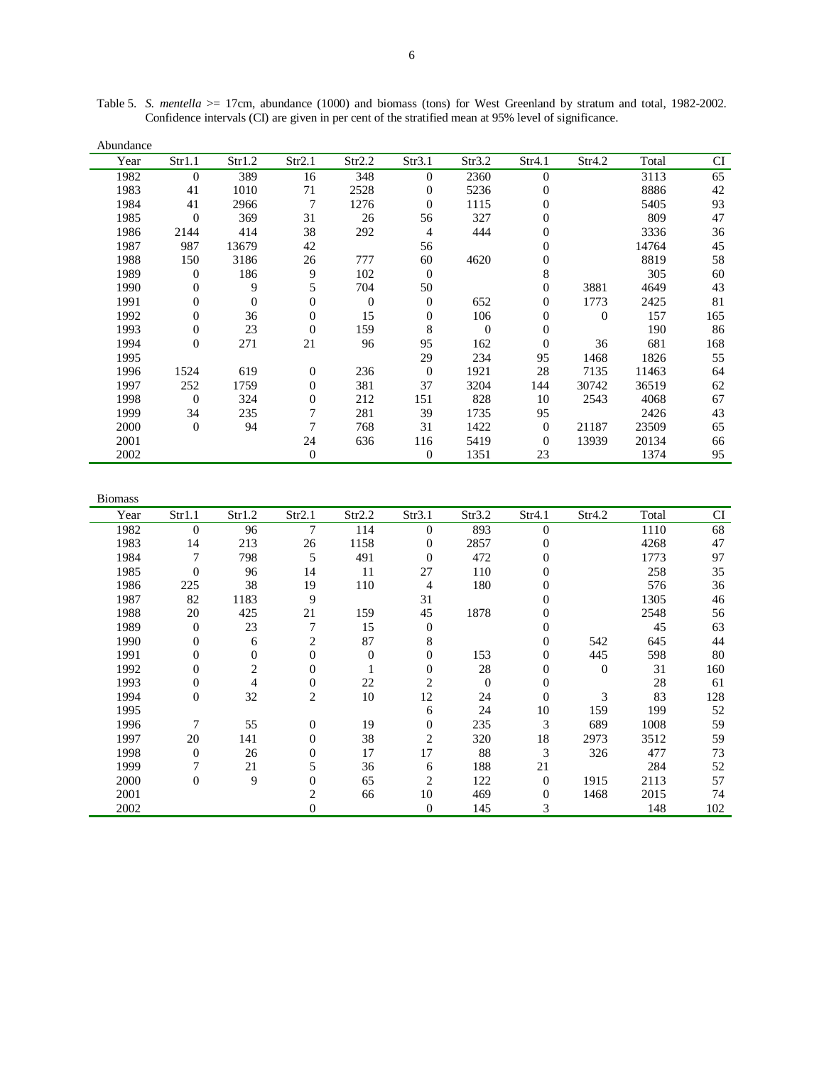Table 5. *S. mentella* >= 17cm, abundance (1000) and biomass (tons) for West Greenland by stratum and total, 1982-2002. Confidence intervals (CI) are given in per cent of the stratified mean at 95% level of significance.

Abundance

| Year | Str1.1 | Str1.2 | Str2.1 | Str2.2 | Str3.1 | Str3.2 | Str4.1 | Str4.2 | Total | CI |
|---|---|---|---|---|---|---|---|---|---|---|
| 1982 | 0 | 389 | 16 | 348 | 0 | 2360 | 0 | | 3113 | 65 |
| 1983 | 41 | 1010 | 71 | 2528 | 0 | 5236 | 0 | | 8886 | 42 |
| 1984 | 41 | 2966 | 7 | 1276 | 0 | 1115 | 0 | | 5405 | 93 |
| 1985 | 0 | 369 | 31 | 26 | 56 | 327 | 0 | | 809 | 47 |
| 1986 | 2144 | 414 | 38 | 292 | 4 | 444 | 0 | | 3336 | 36 |
| 1987 | 987 | 13679 | 42 | | 56 | | 0 | | 14764 | 45 |
| 1988 | 150 | 3186 | 26 | 777 | 60 | 4620 | 0 | | 8819 | 58 |
| 1989 | 0 | 186 | 9 | 102 | 0 | | 8 | | 305 | 60 |
| 1990 | 0 | 9 | 5 | 704 | 50 | | 0 | 3881 | 4649 | 43 |
| 1991 | 0 | 0 | 0 | 0 | 0 | 652 | 0 | 1773 | 2425 | 81 |
| 1992 | 0 | 36 | 0 | 15 | 0 | 106 | 0 | 0 | 157 | 165 |
| 1993 | 0 | 23 | 0 | 159 | 8 | 0 | 0 | | 190 | 86 |
| 1994 | 0 | 271 | 21 | 96 | 95 | 162 | 0 | 36 | 681 | 168 |
| 1995 | | | | | 29 | 234 | 95 | 1468 | 1826 | 55 |
| 1996 | 1524 | 619 | 0 | 236 | 0 | 1921 | 28 | 7135 | 11463 | 64 |
| 1997 | 252 | 1759 | 0 | 381 | 37 | 3204 | 144 | 30742 | 36519 | 62 |
| 1998 | 0 | 324 | 0 | 212 | 151 | 828 | 10 | 2543 | 4068 | 67 |
| 1999 | 34 | 235 | 7 | 281 | 39 | 1735 | 95 | | 2426 | 43 |
| 2000 | 0 | 94 | 7 | 768 | 31 | 1422 | 0 | 21187 | 23509 | 65 |
| 2001 | | | 24 | 636 | 116 | 5419 | 0 | 13939 | 20134 | 66 |
| 2002 | | | 0 | | 0 | 1351 | 23 | | 1374 | 95 |

Biomass

| Year | Str1.1 | Str1.2 | Str2.1 | Str2.2 | Str3.1 | Str3.2 | Str4.1 | Str4.2 | Total | CI |
|---|---|---|---|---|---|---|---|---|---|---|
| 1982 | 0 | 96 | 7 | 114 | 0 | 893 | 0 | | 1110 | 68 |
| 1983 | 14 | 213 | 26 | 1158 | 0 | 2857 | 0 | | 4268 | 47 |
| 1984 | 7 | 798 | 5 | 491 | 0 | 472 | 0 | | 1773 | 97 |
| 1985 | 0 | 96 | 14 | 11 | 27 | 110 | 0 | | 258 | 35 |
| 1986 | 225 | 38 | 19 | 110 | 4 | 180 | 0 | | 576 | 36 |
| 1987 | 82 | 1183 | 9 | | 31 | | 0 | | 1305 | 46 |
| 1988 | 20 | 425 | 21 | 159 | 45 | 1878 | 0 | | 2548 | 56 |
| 1989 | 0 | 23 | 7 | 15 | 0 | | 0 | | 45 | 63 |
| 1990 | 0 | 6 | 2 | 87 | 8 | | 0 | 542 | 645 | 44 |
| 1991 | 0 | 0 | 0 | 0 | 0 | 153 | 0 | 445 | 598 | 80 |
| 1992 | 0 | 2 | 0 | 1 | 0 | 28 | 0 | 0 | 31 | 160 |
| 1993 | 0 | 4 | 0 | 22 | 2 | 0 | 0 | | 28 | 61 |
| 1994 | 0 | 32 | 2 | 10 | 12 | 24 | 0 | 3 | 83 | 128 |
| 1995 | | | | | 6 | 24 | 10 | 159 | 199 | 52 |
| 1996 | 7 | 55 | 0 | 19 | 0 | 235 | 3 | 689 | 1008 | 59 |
| 1997 | 20 | 141 | 0 | 38 | 2 | 320 | 18 | 2973 | 3512 | 59 |
| 1998 | 0 | 26 | 0 | 17 | 17 | 88 | 3 | 326 | 477 | 73 |
| 1999 | 7 | 21 | 5 | 36 | 6 | 188 | 21 | | 284 | 52 |
| 2000 | 0 | 9 | 0 | 65 | 2 | 122 | 0 | 1915 | 2113 | 57 |
| 2001 | | | 2 | 66 | 10 | 469 | 0 | 1468 | 2015 | 74 |
| 2002 | | | 0 | | 0 | 145 | 3 | | 148 | 102 |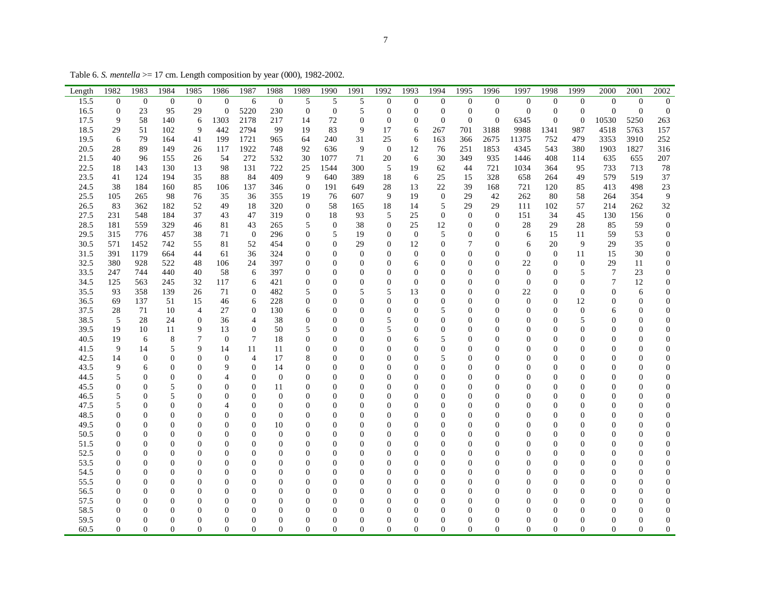Table 6. *S. mentella* >= 17 cm. Length composition by year (000), 1982-2002.

| Length | 1982 | 1983 | 1984 | 1985 | 1986 | 1987 | 1988 | 1989 | 1990 | 1991 | 1992 | 1993 | 1994 | 1995 | 1996 | 1997 | 1998 | 1999 | 2000 | 2001 | 2002 |
|---|---|---|---|---|---|---|---|---|---|---|---|---|---|---|---|---|---|---|---|---|---|
| 15.5 | 0 | 0 | 0 | 0 | 0 | 6 | 0 | 5 | 5 | 5 | 0 | 0 | 0 | 0 | 0 | 0 | 0 | 0 | 0 | 0 | 0 |
| 16.5 | 0 | 23 | 95 | 29 | 0 | 5220 | 230 | 0 | 0 | 5 | 0 | 0 | 0 | 0 | 0 | 0 | 0 | 0 | 0 | 0 | 0 |
| 17.5 | 9 | 58 | 140 | 6 | 1303 | 2178 | 217 | 14 | 72 | 0 | 0 | 0 | 0 | 0 | 0 | 6345 | 0 | 0 | 10530 | 5250 | 263 |
| 18.5 | 29 | 51 | 102 | 9 | 442 | 2794 | 99 | 19 | 83 | 9 | 17 | 6 | 267 | 701 | 3188 | 9988 | 1341 | 987 | 4518 | 5763 | 157 |
| 19.5 | 6 | 79 | 164 | 41 | 199 | 1721 | 965 | 64 | 240 | 31 | 25 | 6 | 163 | 366 | 2675 | 11375 | 752 | 479 | 3353 | 3910 | 252 |
| 20.5 | 28 | 89 | 149 | 26 | 117 | 1922 | 748 | 92 | 636 | 9 | 0 | 12 | 76 | 251 | 1853 | 4345 | 543 | 380 | 1903 | 1827 | 316 |
| 21.5 | 40 | 96 | 155 | 26 | 54 | 272 | 532 | 30 | 1077 | 71 | 20 | 6 | 30 | 349 | 935 | 1446 | 408 | 114 | 635 | 655 | 207 |
| 22.5 | 18 | 143 | 130 | 13 | 98 | 131 | 722 | 25 | 1544 | 300 | 5 | 19 | 62 | 44 | 721 | 1034 | 364 | 95 | 733 | 713 | 78 |
| 23.5 | 41 | 124 | 194 | 35 | 88 | 84 | 409 | 9 | 640 | 389 | 18 | 6 | 25 | 15 | 328 | 658 | 264 | 49 | 579 | 519 | 37 |
| 24.5 | 38 | 184 | 160 | 85 | 106 | 137 | 346 | 0 | 191 | 649 | 28 | 13 | 22 | 39 | 168 | 721 | 120 | 85 | 413 | 498 | 23 |
| 25.5 | 105 | 265 | 98 | 76 | 35 | 36 | 355 | 19 | 76 | 607 | 9 | 19 | 0 | 29 | 42 | 262 | 80 | 58 | 264 | 354 | 9 |
| 26.5 | 83 | 362 | 182 | 52 | 49 | 18 | 320 | 0 | 58 | 165 | 18 | 14 | 5 | 29 | 29 | 111 | 102 | 57 | 214 | 262 | 32 |
| 27.5 | 231 | 548 | 184 | 37 | 43 | 47 | 319 | 0 | 18 | 93 | 5 | 25 | 0 | 0 | 0 | 151 | 34 | 45 | 130 | 156 | 0 |
| 28.5 | 181 | 559 | 329 | 46 | 81 | 43 | 265 | 5 | 0 | 38 | 0 | 25 | 12 | 0 | 0 | 28 | 29 | 28 | 85 | 59 | 0 |
| 29.5 | 315 | 776 | 457 | 38 | 71 | 0 | 296 | 0 | 5 | 19 | 0 | 0 | 5 | 0 | 0 | 6 | 15 | 11 | 59 | 53 | 0 |
| 30.5 | 571 | 1452 | 742 | 55 | 81 | 52 | 454 | 0 | 0 | 29 | 0 | 12 | 0 | 7 | 0 | 6 | 20 | 9 | 29 | 35 | 0 |
| 31.5 | 391 | 1179 | 664 | 44 | 61 | 36 | 324 | 0 | 0 | 0 | 0 | 0 | 0 | 0 | 0 | 0 | 0 | 11 | 15 | 30 | 0 |
| 32.5 | 380 | 928 | 522 | 48 | 106 | 24 | 397 | 0 | 0 | 0 | 0 | 6 | 0 | 0 | 0 | 22 | 0 | 0 | 29 | 11 | 0 |
| 33.5 | 247 | 744 | 440 | 40 | 58 | 6 | 397 | 0 | 0 | 0 | 0 | 0 | 0 | 0 | 0 | 0 | 0 | 5 | 7 | 23 | 0 |
| 34.5 | 125 | 563 | 245 | 32 | 117 | 6 | 421 | 0 | 0 | 0 | 0 | 0 | 0 | 0 | 0 | 0 | 0 | 0 | 7 | 12 | 0 |
| 35.5 | 93 | 358 | 139 | 26 | 71 | 0 | 482 | 5 | 0 | 5 | 5 | 13 | 0 | 0 | 0 | 22 | 0 | 0 | 0 | 6 | 0 |
| 36.5 | 69 | 137 | 51 | 15 | 46 | 6 | 228 | 0 | 0 | 0 | 0 | 0 | 0 | 0 | 0 | 0 | 0 | 12 | 0 | 0 | 0 |
| 37.5 | 28 | 71 | 10 | 4 | 27 | 0 | 130 | 6 | 0 | 0 | 0 | 0 | 5 | 0 | 0 | 0 | 0 | 0 | 6 | 0 | 0 |
| 38.5 | 5 | 28 | 24 | 0 | 36 | 4 | 38 | 0 | 0 | 0 | 5 | 0 | 0 | 0 | 0 | 0 | 0 | 5 | 0 | 0 | 0 |
| 39.5 | 19 | 10 | 11 | 9 | 13 | 0 | 50 | 5 | 0 | 0 | 5 | 0 | 0 | 0 | 0 | 0 | 0 | 0 | 0 | 0 | 0 |
| 40.5 | 19 | 6 | 8 | 7 | 0 | 7 | 18 | 0 | 0 | 0 | 0 | 6 | 5 | 0 | 0 | 0 | 0 | 0 | 0 | 0 | 0 |
| 41.5 | 9 | 14 | 5 | 9 | 14 | 11 | 11 | 0 | 0 | 0 | 0 | 0 | 0 | 0 | 0 | 0 | 0 | 0 | 0 | 0 | 0 |
| 42.5 | 14 | 0 | 0 | 0 | 0 | 4 | 17 | 8 | 0 | 0 | 0 | 0 | 5 | 0 | 0 | 0 | 0 | 0 | 0 | 0 | 0 |
| 43.5 | 9 | 6 | 0 | 0 | 9 | 0 | 14 | 0 | 0 | 0 | 0 | 0 | 0 | 0 | 0 | 0 | 0 | 0 | 0 | 0 | 0 |
| 44.5 | 5 | 0 | 0 | 0 | 4 | 0 | 0 | 0 | 0 | 0 | 0 | 0 | 0 | 0 | 0 | 0 | 0 | 0 | 0 | 0 | 0 |
| 45.5 | 0 | 0 | 5 | 0 | 0 | 0 | 11 | 0 | 0 | 0 | 0 | 0 | 0 | 0 | 0 | 0 | 0 | 0 | 0 | 0 | 0 |
| 46.5 | 5 | 0 | 5 | 0 | 0 | 0 | 0 | 0 | 0 | 0 | 0 | 0 | 0 | 0 | 0 | 0 | 0 | 0 | 0 | 0 | 0 |
| 47.5 | 5 | 0 | 0 | 0 | 4 | 0 | 0 | 0 | 0 | 0 | 0 | 0 | 0 | 0 | 0 | 0 | 0 | 0 | 0 | 0 | 0 |
| 48.5 | 0 | 0 | 0 | 0 | 0 | 0 | 0 | 0 | 0 | 0 | 0 | 0 | 0 | 0 | 0 | 0 | 0 | 0 | 0 | 0 | 0 |
| 49.5 | 0 | 0 | 0 | 0 | 0 | 0 | 10 | 0 | 0 | 0 | 0 | 0 | 0 | 0 | 0 | 0 | 0 | 0 | 0 | 0 | 0 |
| 50.5 | 0 | 0 | 0 | 0 | 0 | 0 | 0 | 0 | 0 | 0 | 0 | 0 | 0 | 0 | 0 | 0 | 0 | 0 | 0 | 0 | 0 |
| 51.5 | 0 | 0 | 0 | 0 | 0 | 0 | 0 | 0 | 0 | 0 | 0 | 0 | 0 | 0 | 0 | 0 | 0 | 0 | 0 | 0 | 0 |
| 52.5 | 0 | 0 | 0 | 0 | 0 | 0 | 0 | 0 | 0 | 0 | 0 | 0 | 0 | 0 | 0 | 0 | 0 | 0 | 0 | 0 | 0 |
| 53.5 | 0 | 0 | 0 | 0 | 0 | 0 | 0 | 0 | 0 | 0 | 0 | 0 | 0 | 0 | 0 | 0 | 0 | 0 | 0 | 0 | 0 |
| 54.5 | 0 | 0 | 0 | 0 | 0 | 0 | 0 | 0 | 0 | 0 | 0 | 0 | 0 | 0 | 0 | 0 | 0 | 0 | 0 | 0 | 0 |
| 55.5 | 0 | 0 | 0 | 0 | 0 | 0 | 0 | 0 | 0 | 0 | 0 | 0 | 0 | 0 | 0 | 0 | 0 | 0 | 0 | 0 | 0 |
| 56.5 | 0 | 0 | 0 | 0 | 0 | 0 | 0 | 0 | 0 | 0 | 0 | 0 | 0 | 0 | 0 | 0 | 0 | 0 | 0 | 0 | 0 |
| 57.5 | 0 | 0 | 0 | 0 | 0 | 0 | 0 | 0 | 0 | 0 | 0 | 0 | 0 | 0 | 0 | 0 | 0 | 0 | 0 | 0 | 0 |
| 58.5 | 0 | 0 | 0 | 0 | 0 | 0 | 0 | 0 | 0 | 0 | 0 | 0 | 0 | 0 | 0 | 0 | 0 | 0 | 0 | 0 | 0 |
| 59.5 | 0 | 0 | 0 | 0 | 0 | 0 | 0 | 0 | 0 | 0 | 0 | 0 | 0 | 0 | 0 | 0 | 0 | 0 | 0 | 0 | 0 |
| 60.5 | 0 | 0 | 0 | 0 | 0 | 0 | 0 | 0 | 0 | 0 | 0 | 0 | 0 | 0 | 0 | 0 | 0 | 0 | 0 | 0 | 0 |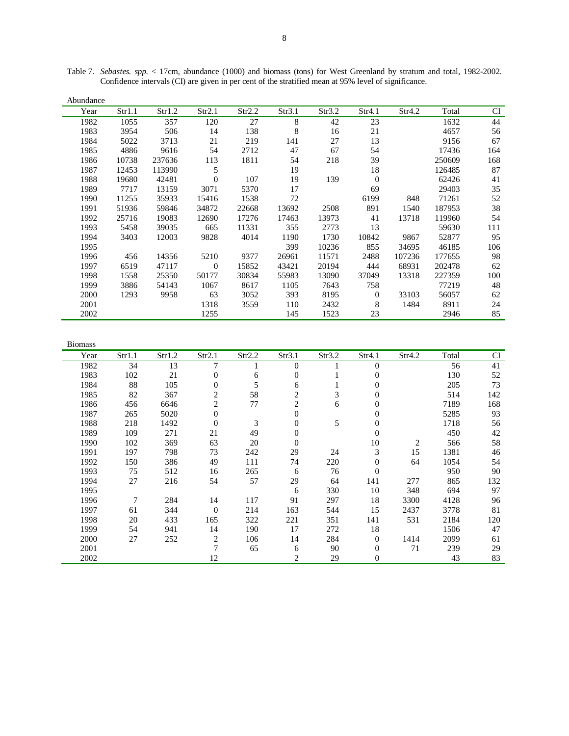Table 7. *Sebastes. spp.* < 17cm, abundance (1000) and biomass (tons) for West Greenland by stratum and total, 1982-2002. Confidence intervals (CI) are given in per cent of the stratified mean at 95% level of significance.

Abundance

| Year | Str1.1 | Str1.2 | Str2.1 | Str2.2 | Str3.1 | Str3.2 | Str4.1 | Str4.2 | Total | CI |
|---|---|---|---|---|---|---|---|---|---|---|
| 1982 | 1055 | 357 | 120 | 27 | 8 | 42 | 23 | | 1632 | 44 |
| 1983 | 3954 | 506 | 14 | 138 | 8 | 16 | 21 | | 4657 | 56 |
| 1984 | 5022 | 3713 | 21 | 219 | 141 | 27 | 13 | | 9156 | 67 |
| 1985 | 4886 | 9616 | 54 | 2712 | 47 | 67 | 54 | | 17436 | 164 |
| 1986 | 10738 | 237636 | 113 | 1811 | 54 | 218 | 39 | | 250609 | 168 |
| 1987 | 12453 | 113990 | 5 | | 19 | | 18 | | 126485 | 87 |
| 1988 | 19680 | 42481 | 0 | 107 | 19 | 139 | 0 | | 62426 | 41 |
| 1989 | 7717 | 13159 | 3071 | 5370 | 17 | | 69 | | 29403 | 35 |
| 1990 | 11255 | 35933 | 15416 | 1538 | 72 | | 6199 | 848 | 71261 | 52 |
| 1991 | 51936 | 59846 | 34872 | 22668 | 13692 | 2508 | 891 | 1540 | 187953 | 38 |
| 1992 | 25716 | 19083 | 12690 | 17276 | 17463 | 13973 | 41 | 13718 | 119960 | 54 |
| 1993 | 5458 | 39035 | 665 | 11331 | 355 | 2773 | 13 | | 59630 | 111 |
| 1994 | 3403 | 12003 | 9828 | 4014 | 1190 | 1730 | 10842 | 9867 | 52877 | 95 |
| 1995 | | | | | 399 | 10236 | 855 | 34695 | 46185 | 106 |
| 1996 | 456 | 14356 | 5210 | 9377 | 26961 | 11571 | 2488 | 107236 | 177655 | 98 |
| 1997 | 6519 | 47117 | 0 | 15852 | 43421 | 20194 | 444 | 68931 | 202478 | 62 |
| 1998 | 1558 | 25350 | 50177 | 30834 | 55983 | 13090 | 37049 | 13318 | 227359 | 100 |
| 1999 | 3886 | 54143 | 1067 | 8617 | 1105 | 7643 | 758 | | 77219 | 48 |
| 2000 | 1293 | 9958 | 63 | 3052 | 393 | 8195 | 0 | 33103 | 56057 | 62 |
| 2001 | | | 1318 | 3559 | 110 | 2432 | 8 | 1484 | 8911 | 24 |
| 2002 | | | 1255 | | 145 | 1523 | 23 | | 2946 | 85 |

Biomass

| Year | Str1.1 | Str1.2 | Str2.1 | Str2.2 | Str3.1 | Str3.2 | Str4.1 | Str4.2 | Total | CI |
|---|---|---|---|---|---|---|---|---|---|---|
| 1982 | 34 | 13 | 7 | 1 | 0 | 1 | 0 | | 56 | 41 |
| 1983 | 102 | 21 | 0 | 6 | 0 | 1 | 0 | | 130 | 52 |
| 1984 | 88 | 105 | 0 | 5 | 6 | 1 | 0 | | 205 | 73 |
| 1985 | 82 | 367 | 2 | 58 | 2 | 3 | 0 | | 514 | 142 |
| 1986 | 456 | 6646 | 2 | 77 | 2 | 6 | 0 | | 7189 | 168 |
| 1987 | 265 | 5020 | 0 | | 0 | | 0 | | 5285 | 93 |
| 1988 | 218 | 1492 | 0 | 3 | 0 | 5 | 0 | | 1718 | 56 |
| 1989 | 109 | 271 | 21 | 49 | 0 | | 0 | | 450 | 42 |
| 1990 | 102 | 369 | 63 | 20 | 0 | | 10 | 2 | 566 | 58 |
| 1991 | 197 | 798 | 73 | 242 | 29 | 24 | 3 | 15 | 1381 | 46 |
| 1992 | 150 | 386 | 49 | 111 | 74 | 220 | 0 | 64 | 1054 | 54 |
| 1993 | 75 | 512 | 16 | 265 | 6 | 76 | 0 | | 950 | 90 |
| 1994 | 27 | 216 | 54 | 57 | 29 | 64 | 141 | 277 | 865 | 132 |
| 1995 | | | | | 6 | 330 | 10 | 348 | 694 | 97 |
| 1996 | 7 | 284 | 14 | 117 | 91 | 297 | 18 | 3300 | 4128 | 96 |
| 1997 | 61 | 344 | 0 | 214 | 163 | 544 | 15 | 2437 | 3778 | 81 |
| 1998 | 20 | 433 | 165 | 322 | 221 | 351 | 141 | 531 | 2184 | 120 |
| 1999 | 54 | 941 | 14 | 190 | 17 | 272 | 18 | | 1506 | 47 |
| 2000 | 27 | 252 | 2 | 106 | 14 | 284 | 0 | 1414 | 2099 | 61 |
| 2001 | | | 7 | 65 | 6 | 90 | 0 | 71 | 239 | 29 |
| 2002 | | | 12 | | 2 | 29 | 0 | | 43 | 83 |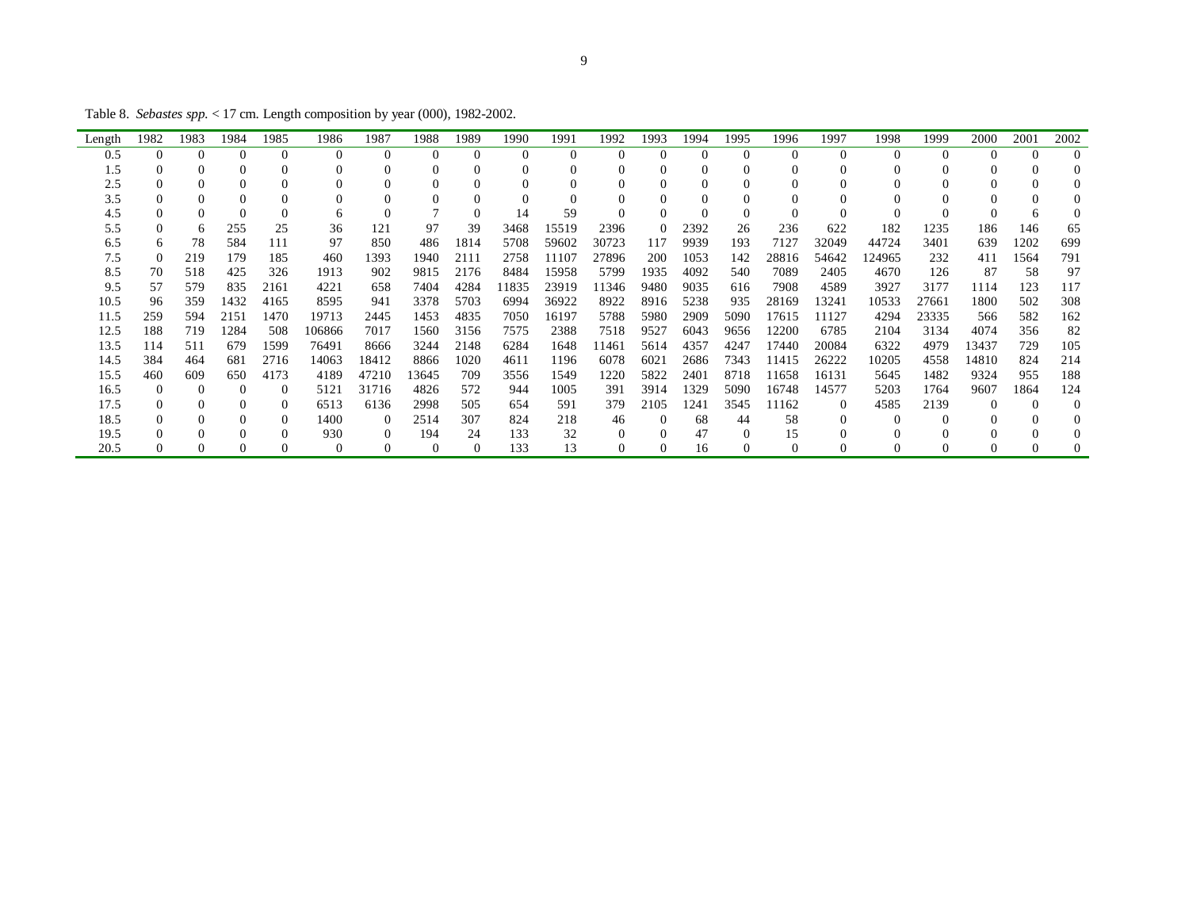Table 8. *Sebastes spp.* < 17 cm. Length composition by year (000), 1982-2002.

| Length | 1982 | 1983 | 1984 | 1985 | 1986 | 1987 | 1988 | 1989 | 1990 | 1991 | 1992 | 1993 | 1994 | 1995 | 1996 | 1997 | 1998 | 1999 | 2000 | 2001 | 2002 |
|---|---|---|---|---|---|---|---|---|---|---|---|---|---|---|---|---|---|---|---|---|---|
| 0.5 | 0 | 0 | 0 | 0 | 0 | 0 | 0 | 0 | 0 | 0 | 0 | 0 | 0 | 0 | 0 | 0 | 0 | 0 | 0 | 0 | 0 |
| 1.5 | 0 | 0 | 0 | 0 | 0 | 0 | 0 | 0 | 0 | 0 | 0 | 0 | 0 | 0 | 0 | 0 | 0 | 0 | 0 | 0 | 0 |
| 2.5 | 0 | 0 | 0 | 0 | 0 | 0 | 0 | 0 | 0 | 0 | 0 | 0 | 0 | 0 | 0 | 0 | 0 | 0 | 0 | 0 | 0 |
| 3.5 | 0 | 0 | 0 | 0 | 0 | 0 | 0 | 0 | 0 | 0 | 0 | 0 | 0 | 0 | 0 | 0 | 0 | 0 | 0 | 0 | 0 |
| 4.5 | 0 | 0 | 0 | 0 | 6 | 0 | 7 | 0 | 14 | 59 | 0 | 0 | 0 | 0 | 0 | 0 | 0 | 0 | 0 | 6 | 0 |
| 5.5 | 0 | 6 | 255 | 25 | 36 | 121 | 97 | 39 | 3468 | 15519 | 2396 | 0 | 2392 | 26 | 236 | 622 | 182 | 1235 | 186 | 146 | 65 |
| 6.5 | 6 | 78 | 584 | 111 | 97 | 850 | 486 | 1814 | 5708 | 59602 | 30723 | 117 | 9939 | 193 | 7127 | 32049 | 44724 | 3401 | 639 | 1202 | 699 |
| 7.5 | 0 | 219 | 179 | 185 | 460 | 1393 | 1940 | 2111 | 2758 | 11107 | 27896 | 200 | 1053 | 142 | 28816 | 54642 | 124965 | 232 | 411 | 1564 | 791 |
| 8.5 | 70 | 518 | 425 | 326 | 1913 | 902 | 9815 | 2176 | 8484 | 15958 | 5799 | 1935 | 4092 | 540 | 7089 | 2405 | 4670 | 126 | 87 | 58 | 97 |
| 9.5 | 57 | 579 | 835 | 2161 | 4221 | 658 | 7404 | 4284 | 11835 | 23919 | 11346 | 9480 | 9035 | 616 | 7908 | 4589 | 3927 | 3177 | 1114 | 123 | 117 |
| 10.5 | 96 | 359 | 1432 | 4165 | 8595 | 941 | 3378 | 5703 | 6994 | 36922 | 8922 | 8916 | 5238 | 935 | 28169 | 13241 | 10533 | 27661 | 1800 | 502 | 308 |
| 11.5 | 259 | 594 | 2151 | 1470 | 19713 | 2445 | 1453 | 4835 | 7050 | 16197 | 5788 | 5980 | 2909 | 5090 | 17615 | 11127 | 4294 | 23335 | 566 | 582 | 162 |
| 12.5 | 188 | 719 | 1284 | 508 | 106866 | 7017 | 1560 | 3156 | 7575 | 2388 | 7518 | 9527 | 6043 | 9656 | 12200 | 6785 | 2104 | 3134 | 4074 | 356 | 82 |
| 13.5 | 114 | 511 | 679 | 1599 | 76491 | 8666 | 3244 | 2148 | 6284 | 1648 | 11461 | 5614 | 4357 | 4247 | 17440 | 20084 | 6322 | 4979 | 13437 | 729 | 105 |
| 14.5 | 384 | 464 | 681 | 2716 | 14063 | 18412 | 8866 | 1020 | 4611 | 1196 | 6078 | 6021 | 2686 | 7343 | 11415 | 26222 | 10205 | 4558 | 14810 | 824 | 214 |
| 15.5 | 460 | 609 | 650 | 4173 | 4189 | 47210 | 13645 | 709 | 3556 | 1549 | 1220 | 5822 | 2401 | 8718 | 11658 | 16131 | 5645 | 1482 | 9324 | 955 | 188 |
| 16.5 | 0 | 0 | 0 | 0 | 5121 | 31716 | 4826 | 572 | 944 | 1005 | 391 | 3914 | 1329 | 5090 | 16748 | 14577 | 5203 | 1764 | 9607 | 1864 | 124 |
| 17.5 | 0 | 0 | 0 | 0 | 6513 | 6136 | 2998 | 505 | 654 | 591 | 379 | 2105 | 1241 | 3545 | 11162 | 0 | 4585 | 2139 | 0 | 0 | 0 |
| 18.5 | 0 | 0 | 0 | 0 | 1400 | 0 | 2514 | 307 | 824 | 218 | 46 | 0 | 68 | 44 | 58 | 0 | 0 | 0 | 0 | 0 | 0 |
| 19.5 | 0 | 0 | 0 | 0 | 930 | 0 | 194 | 24 | 133 | 32 | 0 | 0 | 47 | 0 | 15 | 0 | 0 | 0 | 0 | 0 | 0 |
| 20.5 | 0 | 0 | 0 | 0 | 0 | 0 | 0 | 0 | 133 | 13 | 0 | 0 | 16 | 0 | 0 | 0 | 0 | 0 | 0 | 0 | 0 |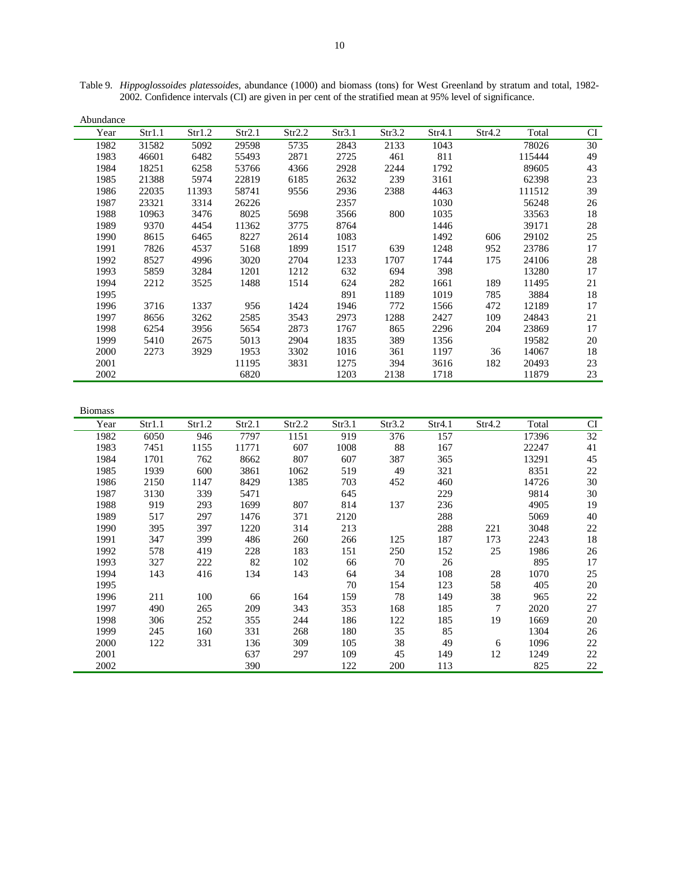Table 9. *Hippoglossoides platessoides*, abundance (1000) and biomass (tons) for West Greenland by stratum and total, 1982-2002. Confidence intervals (CI) are given in per cent of the stratified mean at 95% level of significance.

Abundance

| Year | Str1.1 | Str1.2 | Str2.1 | Str2.2 | Str3.1 | Str3.2 | Str4.1 | Str4.2 | Total | CI |
|---|---|---|---|---|---|---|---|---|---|---|
| 1982 | 31582 | 5092 | 29598 | 5735 | 2843 | 2133 | 1043 | | 78026 | 30 |
| 1983 | 46601 | 6482 | 55493 | 2871 | 2725 | 461 | 811 | | 115444 | 49 |
| 1984 | 18251 | 6258 | 53766 | 4366 | 2928 | 2244 | 1792 | | 89605 | 43 |
| 1985 | 21388 | 5974 | 22819 | 6185 | 2632 | 239 | 3161 | | 62398 | 23 |
| 1986 | 22035 | 11393 | 58741 | 9556 | 2936 | 2388 | 4463 | | 111512 | 39 |
| 1987 | 23321 | 3314 | 26226 | | 2357 | | 1030 | | 56248 | 26 |
| 1988 | 10963 | 3476 | 8025 | 5698 | 3566 | 800 | 1035 | | 33563 | 18 |
| 1989 | 9370 | 4454 | 11362 | 3775 | 8764 | | 1446 | | 39171 | 28 |
| 1990 | 8615 | 6465 | 8227 | 2614 | 1083 | | 1492 | 606 | 29102 | 25 |
| 1991 | 7826 | 4537 | 5168 | 1899 | 1517 | 639 | 1248 | 952 | 23786 | 17 |
| 1992 | 8527 | 4996 | 3020 | 2704 | 1233 | 1707 | 1744 | 175 | 24106 | 28 |
| 1993 | 5859 | 3284 | 1201 | 1212 | 632 | 694 | 398 | | 13280 | 17 |
| 1994 | 2212 | 3525 | 1488 | 1514 | 624 | 282 | 1661 | 189 | 11495 | 21 |
| 1995 | | | | | 891 | 1189 | 1019 | 785 | 3884 | 18 |
| 1996 | 3716 | 1337 | 956 | 1424 | 1946 | 772 | 1566 | 472 | 12189 | 17 |
| 1997 | 8656 | 3262 | 2585 | 3543 | 2973 | 1288 | 2427 | 109 | 24843 | 21 |
| 1998 | 6254 | 3956 | 5654 | 2873 | 1767 | 865 | 2296 | 204 | 23869 | 17 |
| 1999 | 5410 | 2675 | 5013 | 2904 | 1835 | 389 | 1356 | | 19582 | 20 |
| 2000 | 2273 | 3929 | 1953 | 3302 | 1016 | 361 | 1197 | 36 | 14067 | 18 |
| 2001 | | | 11195 | 3831 | 1275 | 394 | 3616 | 182 | 20493 | 23 |
| 2002 | | | 6820 | | 1203 | 2138 | 1718 | | 11879 | 23 |

Biomass

| Year | Str1.1 | Str1.2 | Str2.1 | Str2.2 | Str3.1 | Str3.2 | Str4.1 | Str4.2 | Total | CI |
|---|---|---|---|---|---|---|---|---|---|---|
| 1982 | 6050 | 946 | 7797 | 1151 | 919 | 376 | 157 | | 17396 | 32 |
| 1983 | 7451 | 1155 | 11771 | 607 | 1008 | 88 | 167 | | 22247 | 41 |
| 1984 | 1701 | 762 | 8662 | 807 | 607 | 387 | 365 | | 13291 | 45 |
| 1985 | 1939 | 600 | 3861 | 1062 | 519 | 49 | 321 | | 8351 | 22 |
| 1986 | 2150 | 1147 | 8429 | 1385 | 703 | 452 | 460 | | 14726 | 30 |
| 1987 | 3130 | 339 | 5471 | | 645 | | 229 | | 9814 | 30 |
| 1988 | 919 | 293 | 1699 | 807 | 814 | 137 | 236 | | 4905 | 19 |
| 1989 | 517 | 297 | 1476 | 371 | 2120 | | 288 | | 5069 | 40 |
| 1990 | 395 | 397 | 1220 | 314 | 213 | | 288 | 221 | 3048 | 22 |
| 1991 | 347 | 399 | 486 | 260 | 266 | 125 | 187 | 173 | 2243 | 18 |
| 1992 | 578 | 419 | 228 | 183 | 151 | 250 | 152 | 25 | 1986 | 26 |
| 1993 | 327 | 222 | 82 | 102 | 66 | 70 | 26 | | 895 | 17 |
| 1994 | 143 | 416 | 134 | 143 | 64 | 34 | 108 | 28 | 1070 | 25 |
| 1995 | | | | | 70 | 154 | 123 | 58 | 405 | 20 |
| 1996 | 211 | 100 | 66 | 164 | 159 | 78 | 149 | 38 | 965 | 22 |
| 1997 | 490 | 265 | 209 | 343 | 353 | 168 | 185 | 7 | 2020 | 27 |
| 1998 | 306 | 252 | 355 | 244 | 186 | 122 | 185 | 19 | 1669 | 20 |
| 1999 | 245 | 160 | 331 | 268 | 180 | 35 | 85 | | 1304 | 26 |
| 2000 | 122 | 331 | 136 | 309 | 105 | 38 | 49 | 6 | 1096 | 22 |
| 2001 | | | 637 | 297 | 109 | 45 | 149 | 12 | 1249 | 22 |
| 2002 | | | 390 | | 122 | 200 | 113 | | 825 | 22 |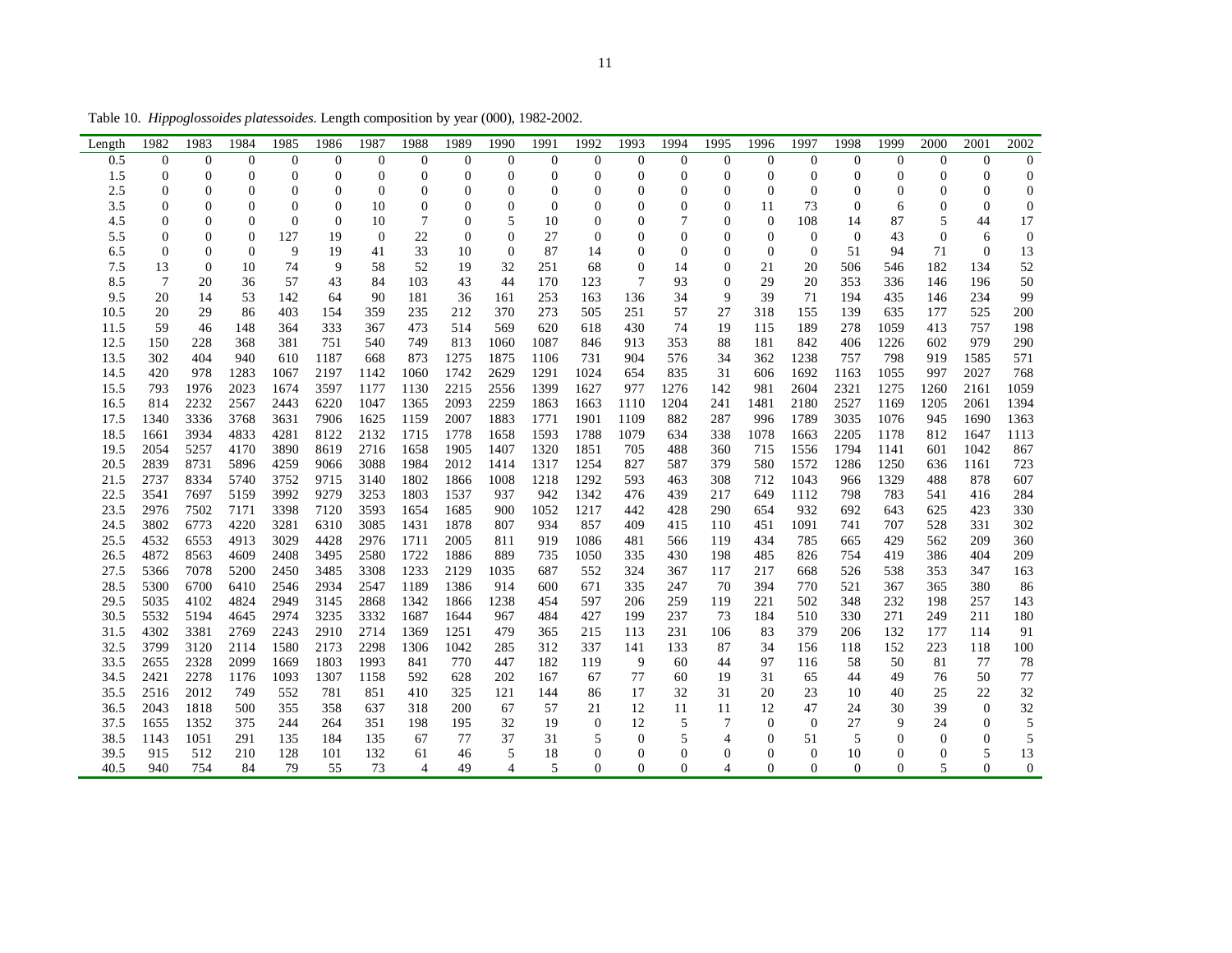Table 10. *Hippoglossoides platessoides.* Length composition by year (000), 1982-2002.

| Length | 1982 | 1983 | 1984 | 1985 | 1986 | 1987 | 1988 | 1989 | 1990 | 1991 | 1992 | 1993 | 1994 | 1995 | 1996 | 1997 | 1998 | 1999 | 2000 | 2001 | 2002 |
|---|---|---|---|---|---|---|---|---|---|---|---|---|---|---|---|---|---|---|---|---|---|
| 0.5 | 0 | 0 | 0 | 0 | 0 | 0 | 0 | 0 | 0 | 0 | 0 | 0 | 0 | 0 | 0 | 0 | 0 | 0 | 0 | 0 | 0 |
| 1.5 | 0 | 0 | 0 | 0 | 0 | 0 | 0 | 0 | 0 | 0 | 0 | 0 | 0 | 0 | 0 | 0 | 0 | 0 | 0 | 0 | 0 |
| 2.5 | 0 | 0 | 0 | 0 | 0 | 0 | 0 | 0 | 0 | 0 | 0 | 0 | 0 | 0 | 0 | 0 | 0 | 0 | 0 | 0 | 0 |
| 3.5 | 0 | 0 | 0 | 0 | 0 | 10 | 0 | 0 | 0 | 0 | 0 | 0 | 0 | 0 | 11 | 73 | 0 | 6 | 0 | 0 | 0 |
| 4.5 | 0 | 0 | 0 | 0 | 0 | 10 | 7 | 0 | 5 | 10 | 0 | 0 | 7 | 0 | 0 | 108 | 14 | 87 | 5 | 44 | 17 |
| 5.5 | 0 | 0 | 0 | 127 | 19 | 0 | 22 | 0 | 0 | 27 | 0 | 0 | 0 | 0 | 0 | 0 | 0 | 43 | 0 | 6 | 0 |
| 6.5 | 0 | 0 | 0 | 9 | 19 | 41 | 33 | 10 | 0 | 87 | 14 | 0 | 0 | 0 | 0 | 0 | 51 | 94 | 71 | 0 | 13 |
| 7.5 | 13 | 0 | 10 | 74 | 9 | 58 | 52 | 19 | 32 | 251 | 68 | 0 | 14 | 0 | 21 | 20 | 506 | 546 | 182 | 134 | 52 |
| 8.5 | 7 | 20 | 36 | 57 | 43 | 84 | 103 | 43 | 44 | 170 | 123 | 7 | 93 | 0 | 29 | 20 | 353 | 336 | 146 | 196 | 50 |
| 9.5 | 20 | 14 | 53 | 142 | 64 | 90 | 181 | 36 | 161 | 253 | 163 | 136 | 34 | 9 | 39 | 71 | 194 | 435 | 146 | 234 | 99 |
| 10.5 | 20 | 29 | 86 | 403 | 154 | 359 | 235 | 212 | 370 | 273 | 505 | 251 | 57 | 27 | 318 | 155 | 139 | 635 | 177 | 525 | 200 |
| 11.5 | 59 | 46 | 148 | 364 | 333 | 367 | 473 | 514 | 569 | 620 | 618 | 430 | 74 | 19 | 115 | 189 | 278 | 1059 | 413 | 757 | 198 |
| 12.5 | 150 | 228 | 368 | 381 | 751 | 540 | 749 | 813 | 1060 | 1087 | 846 | 913 | 353 | 88 | 181 | 842 | 406 | 1226 | 602 | 979 | 290 |
| 13.5 | 302 | 404 | 940 | 610 | 1187 | 668 | 873 | 1275 | 1875 | 1106 | 731 | 904 | 576 | 34 | 362 | 1238 | 757 | 798 | 919 | 1585 | 571 |
| 14.5 | 420 | 978 | 1283 | 1067 | 2197 | 1142 | 1060 | 1742 | 2629 | 1291 | 1024 | 654 | 835 | 31 | 606 | 1692 | 1163 | 1055 | 997 | 2027 | 768 |
| 15.5 | 793 | 1976 | 2023 | 1674 | 3597 | 1177 | 1130 | 2215 | 2556 | 1399 | 1627 | 977 | 1276 | 142 | 981 | 2604 | 2321 | 1275 | 1260 | 2161 | 1059 |
| 16.5 | 814 | 2232 | 2567 | 2443 | 6220 | 1047 | 1365 | 2093 | 2259 | 1863 | 1663 | 1110 | 1204 | 241 | 1481 | 2180 | 2527 | 1169 | 1205 | 2061 | 1394 |
| 17.5 | 1340 | 3336 | 3768 | 3631 | 7906 | 1625 | 1159 | 2007 | 1883 | 1771 | 1901 | 1109 | 882 | 287 | 996 | 1789 | 3035 | 1076 | 945 | 1690 | 1363 |
| 18.5 | 1661 | 3934 | 4833 | 4281 | 8122 | 2132 | 1715 | 1778 | 1658 | 1593 | 1788 | 1079 | 634 | 338 | 1078 | 1663 | 2205 | 1178 | 812 | 1647 | 1113 |
| 19.5 | 2054 | 5257 | 4170 | 3890 | 8619 | 2716 | 1658 | 1905 | 1407 | 1320 | 1851 | 705 | 488 | 360 | 715 | 1556 | 1794 | 1141 | 601 | 1042 | 867 |
| 20.5 | 2839 | 8731 | 5896 | 4259 | 9066 | 3088 | 1984 | 2012 | 1414 | 1317 | 1254 | 827 | 587 | 379 | 580 | 1572 | 1286 | 1250 | 636 | 1161 | 723 |
| 21.5 | 2737 | 8334 | 5740 | 3752 | 9715 | 3140 | 1802 | 1866 | 1008 | 1218 | 1292 | 593 | 463 | 308 | 712 | 1043 | 966 | 1329 | 488 | 878 | 607 |
| 22.5 | 3541 | 7697 | 5159 | 3992 | 9279 | 3253 | 1803 | 1537 | 937 | 942 | 1342 | 476 | 439 | 217 | 649 | 1112 | 798 | 783 | 541 | 416 | 284 |
| 23.5 | 2976 | 7502 | 7171 | 3398 | 7120 | 3593 | 1654 | 1685 | 900 | 1052 | 1217 | 442 | 428 | 290 | 654 | 932 | 692 | 643 | 625 | 423 | 330 |
| 24.5 | 3802 | 6773 | 4220 | 3281 | 6310 | 3085 | 1431 | 1878 | 807 | 934 | 857 | 409 | 415 | 110 | 451 | 1091 | 741 | 707 | 528 | 331 | 302 |
| 25.5 | 4532 | 6553 | 4913 | 3029 | 4428 | 2976 | 1711 | 2005 | 811 | 919 | 1086 | 481 | 566 | 119 | 434 | 785 | 665 | 429 | 562 | 209 | 360 |
| 26.5 | 4872 | 8563 | 4609 | 2408 | 3495 | 2580 | 1722 | 1886 | 889 | 735 | 1050 | 335 | 430 | 198 | 485 | 826 | 754 | 419 | 386 | 404 | 209 |
| 27.5 | 5366 | 7078 | 5200 | 2450 | 3485 | 3308 | 1233 | 2129 | 1035 | 687 | 552 | 324 | 367 | 117 | 217 | 668 | 526 | 538 | 353 | 347 | 163 |
| 28.5 | 5300 | 6700 | 6410 | 2546 | 2934 | 2547 | 1189 | 1386 | 914 | 600 | 671 | 335 | 247 | 70 | 394 | 770 | 521 | 367 | 365 | 380 | 86 |
| 29.5 | 5035 | 4102 | 4824 | 2949 | 3145 | 2868 | 1342 | 1866 | 1238 | 454 | 597 | 206 | 259 | 119 | 221 | 502 | 348 | 232 | 198 | 257 | 143 |
| 30.5 | 5532 | 5194 | 4645 | 2974 | 3235 | 3332 | 1687 | 1644 | 967 | 484 | 427 | 199 | 237 | 73 | 184 | 510 | 330 | 271 | 249 | 211 | 180 |
| 31.5 | 4302 | 3381 | 2769 | 2243 | 2910 | 2714 | 1369 | 1251 | 479 | 365 | 215 | 113 | 231 | 106 | 83 | 379 | 206 | 132 | 177 | 114 | 91 |
| 32.5 | 3799 | 3120 | 2114 | 1580 | 2173 | 2298 | 1306 | 1042 | 285 | 312 | 337 | 141 | 133 | 87 | 34 | 156 | 118 | 152 | 223 | 118 | 100 |
| 33.5 | 2655 | 2328 | 2099 | 1669 | 1803 | 1993 | 841 | 770 | 447 | 182 | 119 | 9 | 60 | 44 | 97 | 116 | 58 | 50 | 81 | 77 | 78 |
| 34.5 | 2421 | 2278 | 1176 | 1093 | 1307 | 1158 | 592 | 628 | 202 | 167 | 67 | 77 | 60 | 19 | 31 | 65 | 44 | 49 | 76 | 50 | 77 |
| 35.5 | 2516 | 2012 | 749 | 552 | 781 | 851 | 410 | 325 | 121 | 144 | 86 | 17 | 32 | 31 | 20 | 23 | 10 | 40 | 25 | 22 | 32 |
| 36.5 | 2043 | 1818 | 500 | 355 | 358 | 637 | 318 | 200 | 67 | 57 | 21 | 12 | 11 | 11 | 12 | 47 | 24 | 30 | 39 | 0 | 32 |
| 37.5 | 1655 | 1352 | 375 | 244 | 264 | 351 | 198 | 195 | 32 | 19 | 0 | 12 | 5 | 7 | 0 | 0 | 27 | 9 | 24 | 0 | 5 |
| 38.5 | 1143 | 1051 | 291 | 135 | 184 | 135 | 67 | 77 | 37 | 31 | 5 | 0 | 5 | 4 | 0 | 51 | 5 | 0 | 0 | 0 | 5 |
| 39.5 | 915 | 512 | 210 | 128 | 101 | 132 | 61 | 46 | 5 | 18 | 0 | 0 | 0 | 0 | 0 | 0 | 10 | 0 | 0 | 5 | 13 |
| 40.5 | 940 | 754 | 84 | 79 | 55 | 73 | 4 | 49 | 4 | 5 | 0 | 0 | 0 | 4 | 0 | 0 | 0 | 0 | 5 | 0 | 0 |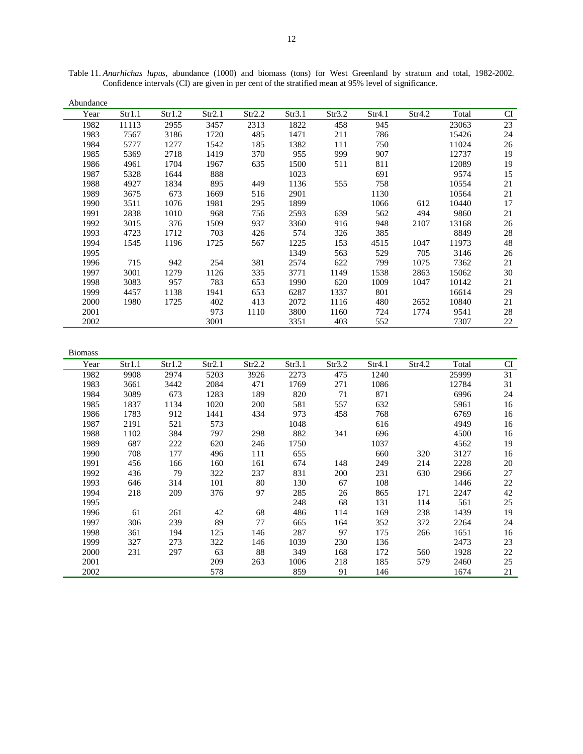Table 11. *Anarhichas lupus*, abundance (1000) and biomass (tons) for West Greenland by stratum and total, 1982-2002. Confidence intervals (CI) are given in per cent of the stratified mean at 95% level of significance.

Abundance

| Year | Str1.1 | Str1.2 | Str2.1 | Str2.2 | Str3.1 | Str3.2 | Str4.1 | Str4.2 | Total | CI |
|---|---|---|---|---|---|---|---|---|---|---|
| 1982 | 11113 | 2955 | 3457 | 2313 | 1822 | 458 | 945 | | 23063 | 23 |
| 1983 | 7567 | 3186 | 1720 | 485 | 1471 | 211 | 786 | | 15426 | 24 |
| 1984 | 5777 | 1277 | 1542 | 185 | 1382 | 111 | 750 | | 11024 | 26 |
| 1985 | 5369 | 2718 | 1419 | 370 | 955 | 999 | 907 | | 12737 | 19 |
| 1986 | 4961 | 1704 | 1967 | 635 | 1500 | 511 | 811 | | 12089 | 19 |
| 1987 | 5328 | 1644 | 888 | | 1023 | | 691 | | 9574 | 15 |
| 1988 | 4927 | 1834 | 895 | 449 | 1136 | 555 | 758 | | 10554 | 21 |
| 1989 | 3675 | 673 | 1669 | 516 | 2901 | | 1130 | | 10564 | 21 |
| 1990 | 3511 | 1076 | 1981 | 295 | 1899 | | 1066 | 612 | 10440 | 17 |
| 1991 | 2838 | 1010 | 968 | 756 | 2593 | 639 | 562 | 494 | 9860 | 21 |
| 1992 | 3015 | 376 | 1509 | 937 | 3360 | 916 | 948 | 2107 | 13168 | 26 |
| 1993 | 4723 | 1712 | 703 | 426 | 574 | 326 | 385 | | 8849 | 28 |
| 1994 | 1545 | 1196 | 1725 | 567 | 1225 | 153 | 4515 | 1047 | 11973 | 48 |
| 1995 | | | | | 1349 | 563 | 529 | 705 | 3146 | 26 |
| 1996 | 715 | 942 | 254 | 381 | 2574 | 622 | 799 | 1075 | 7362 | 21 |
| 1997 | 3001 | 1279 | 1126 | 335 | 3771 | 1149 | 1538 | 2863 | 15062 | 30 |
| 1998 | 3083 | 957 | 783 | 653 | 1990 | 620 | 1009 | 1047 | 10142 | 21 |
| 1999 | 4457 | 1138 | 1941 | 653 | 6287 | 1337 | 801 | | 16614 | 29 |
| 2000 | 1980 | 1725 | 402 | 413 | 2072 | 1116 | 480 | 2652 | 10840 | 21 |
| 2001 | | | 973 | 1110 | 3800 | 1160 | 724 | 1774 | 9541 | 28 |
| 2002 | | | 3001 | | 3351 | 403 | 552 | | 7307 | 22 |

Biomass

| Year | Str1.1 | Str1.2 | Str2.1 | Str2.2 | Str3.1 | Str3.2 | Str4.1 | Str4.2 | Total | CI |
|---|---|---|---|---|---|---|---|---|---|---|
| 1982 | 9908 | 2974 | 5203 | 3926 | 2273 | 475 | 1240 | | 25999 | 31 |
| 1983 | 3661 | 3442 | 2084 | 471 | 1769 | 271 | 1086 | | 12784 | 31 |
| 1984 | 3089 | 673 | 1283 | 189 | 820 | 71 | 871 | | 6996 | 24 |
| 1985 | 1837 | 1134 | 1020 | 200 | 581 | 557 | 632 | | 5961 | 16 |
| 1986 | 1783 | 912 | 1441 | 434 | 973 | 458 | 768 | | 6769 | 16 |
| 1987 | 2191 | 521 | 573 | | 1048 | | 616 | | 4949 | 16 |
| 1988 | 1102 | 384 | 797 | 298 | 882 | 341 | 696 | | 4500 | 16 |
| 1989 | 687 | 222 | 620 | 246 | 1750 | | 1037 | | 4562 | 19 |
| 1990 | 708 | 177 | 496 | 111 | 655 | | 660 | 320 | 3127 | 16 |
| 1991 | 456 | 166 | 160 | 161 | 674 | 148 | 249 | 214 | 2228 | 20 |
| 1992 | 436 | 79 | 322 | 237 | 831 | 200 | 231 | 630 | 2966 | 27 |
| 1993 | 646 | 314 | 101 | 80 | 130 | 67 | 108 | | 1446 | 22 |
| 1994 | 218 | 209 | 376 | 97 | 285 | 26 | 865 | 171 | 2247 | 42 |
| 1995 | | | | | 248 | 68 | 131 | 114 | 561 | 25 |
| 1996 | 61 | 261 | 42 | 68 | 486 | 114 | 169 | 238 | 1439 | 19 |
| 1997 | 306 | 239 | 89 | 77 | 665 | 164 | 352 | 372 | 2264 | 24 |
| 1998 | 361 | 194 | 125 | 146 | 287 | 97 | 175 | 266 | 1651 | 16 |
| 1999 | 327 | 273 | 322 | 146 | 1039 | 230 | 136 | | 2473 | 23 |
| 2000 | 231 | 297 | 63 | 88 | 349 | 168 | 172 | 560 | 1928 | 22 |
| 2001 | | | 209 | 263 | 1006 | 218 | 185 | 579 | 2460 | 25 |
| 2002 | | | 578 | | 859 | 91 | 146 | | 1674 | 21 |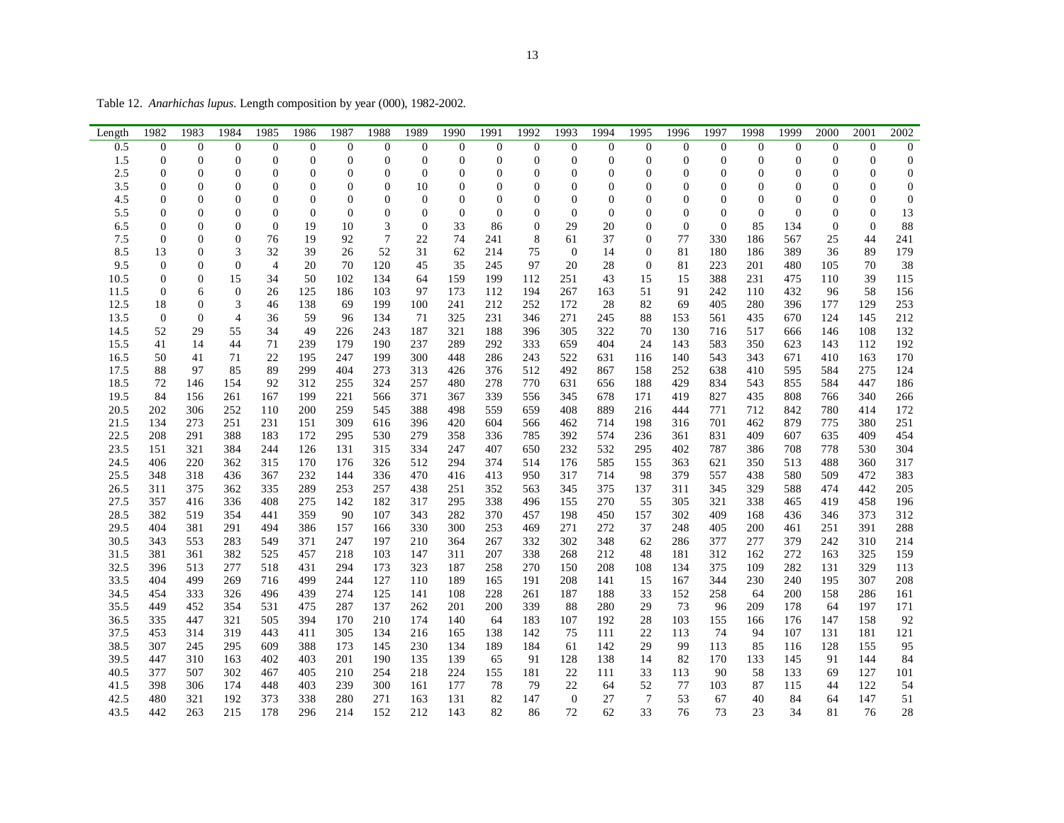Table 12. *Anarhichas lupus.* Length composition by year (000), 1982-2002.

| Length | 1982 | 1983 | 1984 | 1985 | 1986 | 1987 | 1988 | 1989 | 1990 | 1991 | 1992 | 1993 | 1994 | 1995 | 1996 | 1997 | 1998 | 1999 | 2000 | 2001 | 2002 |
|---|---|---|---|---|---|---|---|---|---|---|---|---|---|---|---|---|---|---|---|---|---|
| 0.5 | 0 | 0 | 0 | 0 | 0 | 0 | 0 | 0 | 0 | 0 | 0 | 0 | 0 | 0 | 0 | 0 | 0 | 0 | 0 | 0 | 0 |
| 1.5 | 0 | 0 | 0 | 0 | 0 | 0 | 0 | 0 | 0 | 0 | 0 | 0 | 0 | 0 | 0 | 0 | 0 | 0 | 0 | 0 | 0 |
| 2.5 | 0 | 0 | 0 | 0 | 0 | 0 | 0 | 0 | 0 | 0 | 0 | 0 | 0 | 0 | 0 | 0 | 0 | 0 | 0 | 0 | 0 |
| 3.5 | 0 | 0 | 0 | 0 | 0 | 0 | 0 | 10 | 0 | 0 | 0 | 0 | 0 | 0 | 0 | 0 | 0 | 0 | 0 | 0 | 0 |
| 4.5 | 0 | 0 | 0 | 0 | 0 | 0 | 0 | 0 | 0 | 0 | 0 | 0 | 0 | 0 | 0 | 0 | 0 | 0 | 0 | 0 | 0 |
| 5.5 | 0 | 0 | 0 | 0 | 0 | 0 | 0 | 0 | 0 | 0 | 0 | 0 | 0 | 0 | 0 | 0 | 0 | 0 | 0 | 0 | 13 |
| 6.5 | 0 | 0 | 0 | 0 | 19 | 10 | 3 | 0 | 33 | 86 | 0 | 29 | 20 | 0 | 0 | 0 | 85 | 134 | 0 | 0 | 88 |
| 7.5 | 0 | 0 | 0 | 76 | 19 | 92 | 7 | 22 | 74 | 241 | 8 | 61 | 37 | 0 | 77 | 330 | 186 | 567 | 25 | 44 | 241 |
| 8.5 | 13 | 0 | 3 | 32 | 39 | 26 | 52 | 31 | 62 | 214 | 75 | 0 | 14 | 0 | 81 | 180 | 186 | 389 | 36 | 89 | 179 |
| 9.5 | 0 | 0 | 0 | 4 | 20 | 70 | 120 | 45 | 35 | 245 | 97 | 20 | 28 | 0 | 81 | 223 | 201 | 480 | 105 | 70 | 38 |
| 10.5 | 0 | 0 | 15 | 34 | 50 | 102 | 134 | 64 | 159 | 199 | 112 | 251 | 43 | 15 | 15 | 388 | 231 | 475 | 110 | 39 | 115 |
| 11.5 | 0 | 6 | 0 | 26 | 125 | 186 | 103 | 97 | 173 | 112 | 194 | 267 | 163 | 51 | 91 | 242 | 110 | 432 | 96 | 58 | 156 |
| 12.5 | 18 | 0 | 3 | 46 | 138 | 69 | 199 | 100 | 241 | 212 | 252 | 172 | 28 | 82 | 69 | 405 | 280 | 396 | 177 | 129 | 253 |
| 13.5 | 0 | 0 | 4 | 36 | 59 | 96 | 134 | 71 | 325 | 231 | 346 | 271 | 245 | 88 | 153 | 561 | 435 | 670 | 124 | 145 | 212 |
| 14.5 | 52 | 29 | 55 | 34 | 49 | 226 | 243 | 187 | 321 | 188 | 396 | 305 | 322 | 70 | 130 | 716 | 517 | 666 | 146 | 108 | 132 |
| 15.5 | 41 | 14 | 44 | 71 | 239 | 179 | 190 | 237 | 289 | 292 | 333 | 659 | 404 | 24 | 143 | 583 | 350 | 623 | 143 | 112 | 192 |
| 16.5 | 50 | 41 | 71 | 22 | 195 | 247 | 199 | 300 | 448 | 286 | 243 | 522 | 631 | 116 | 140 | 543 | 343 | 671 | 410 | 163 | 170 |
| 17.5 | 88 | 97 | 85 | 89 | 299 | 404 | 273 | 313 | 426 | 376 | 512 | 492 | 867 | 158 | 252 | 638 | 410 | 595 | 584 | 275 | 124 |
| 18.5 | 72 | 146 | 154 | 92 | 312 | 255 | 324 | 257 | 480 | 278 | 770 | 631 | 656 | 188 | 429 | 834 | 543 | 855 | 584 | 447 | 186 |
| 19.5 | 84 | 156 | 261 | 167 | 199 | 221 | 566 | 371 | 367 | 339 | 556 | 345 | 678 | 171 | 419 | 827 | 435 | 808 | 766 | 340 | 266 |
| 20.5 | 202 | 306 | 252 | 110 | 200 | 259 | 545 | 388 | 498 | 559 | 659 | 408 | 889 | 216 | 444 | 771 | 712 | 842 | 780 | 414 | 172 |
| 21.5 | 134 | 273 | 251 | 231 | 151 | 309 | 616 | 396 | 420 | 604 | 566 | 462 | 714 | 198 | 316 | 701 | 462 | 879 | 775 | 380 | 251 |
| 22.5 | 208 | 291 | 388 | 183 | 172 | 295 | 530 | 279 | 358 | 336 | 785 | 392 | 574 | 236 | 361 | 831 | 409 | 607 | 635 | 409 | 454 |
| 23.5 | 151 | 321 | 384 | 244 | 126 | 131 | 315 | 334 | 247 | 407 | 650 | 232 | 532 | 295 | 402 | 787 | 386 | 708 | 778 | 530 | 304 |
| 24.5 | 406 | 220 | 362 | 315 | 170 | 176 | 326 | 512 | 294 | 374 | 514 | 176 | 585 | 155 | 363 | 621 | 350 | 513 | 488 | 360 | 317 |
| 25.5 | 348 | 318 | 436 | 367 | 232 | 144 | 336 | 470 | 416 | 413 | 950 | 317 | 714 | 98 | 379 | 557 | 438 | 580 | 509 | 472 | 383 |
| 26.5 | 311 | 375 | 362 | 335 | 289 | 253 | 257 | 438 | 251 | 352 | 563 | 345 | 375 | 137 | 311 | 345 | 329 | 588 | 474 | 442 | 205 |
| 27.5 | 357 | 416 | 336 | 408 | 275 | 142 | 182 | 317 | 295 | 338 | 496 | 155 | 270 | 55 | 305 | 321 | 338 | 465 | 419 | 458 | 196 |
| 28.5 | 382 | 519 | 354 | 441 | 359 | 90 | 107 | 343 | 282 | 370 | 457 | 198 | 450 | 157 | 302 | 409 | 168 | 436 | 346 | 373 | 312 |
| 29.5 | 404 | 381 | 291 | 494 | 386 | 157 | 166 | 330 | 300 | 253 | 469 | 271 | 272 | 37 | 248 | 405 | 200 | 461 | 251 | 391 | 288 |
| 30.5 | 343 | 553 | 283 | 549 | 371 | 247 | 197 | 210 | 364 | 267 | 332 | 302 | 348 | 62 | 286 | 377 | 277 | 379 | 242 | 310 | 214 |
| 31.5 | 381 | 361 | 382 | 525 | 457 | 218 | 103 | 147 | 311 | 207 | 338 | 268 | 212 | 48 | 181 | 312 | 162 | 272 | 163 | 325 | 159 |
| 32.5 | 396 | 513 | 277 | 518 | 431 | 294 | 173 | 323 | 187 | 258 | 270 | 150 | 208 | 108 | 134 | 375 | 109 | 282 | 131 | 329 | 113 |
| 33.5 | 404 | 499 | 269 | 716 | 499 | 244 | 127 | 110 | 189 | 165 | 191 | 208 | 141 | 15 | 167 | 344 | 230 | 240 | 195 | 307 | 208 |
| 34.5 | 454 | 333 | 326 | 496 | 439 | 274 | 125 | 141 | 108 | 228 | 261 | 187 | 188 | 33 | 152 | 258 | 64 | 200 | 158 | 286 | 161 |
| 35.5 | 449 | 452 | 354 | 531 | 475 | 287 | 137 | 262 | 201 | 200 | 339 | 88 | 280 | 29 | 73 | 96 | 209 | 178 | 64 | 197 | 171 |
| 36.5 | 335 | 447 | 321 | 505 | 394 | 170 | 210 | 174 | 140 | 64 | 183 | 107 | 192 | 28 | 103 | 155 | 166 | 176 | 147 | 158 | 92 |
| 37.5 | 453 | 314 | 319 | 443 | 411 | 305 | 134 | 216 | 165 | 138 | 142 | 75 | 111 | 22 | 113 | 74 | 94 | 107 | 131 | 181 | 121 |
| 38.5 | 307 | 245 | 295 | 609 | 388 | 173 | 145 | 230 | 134 | 189 | 184 | 61 | 142 | 29 | 99 | 113 | 85 | 116 | 128 | 155 | 95 |
| 39.5 | 447 | 310 | 163 | 402 | 403 | 201 | 190 | 135 | 139 | 65 | 91 | 128 | 138 | 14 | 82 | 170 | 133 | 145 | 91 | 144 | 84 |
| 40.5 | 377 | 507 | 302 | 467 | 405 | 210 | 254 | 218 | 224 | 155 | 181 | 22 | 111 | 33 | 113 | 90 | 58 | 133 | 69 | 127 | 101 |
| 41.5 | 398 | 306 | 174 | 448 | 403 | 239 | 300 | 161 | 177 | 78 | 79 | 22 | 64 | 52 | 77 | 103 | 87 | 115 | 44 | 122 | 54 |
| 42.5 | 480 | 321 | 192 | 373 | 338 | 280 | 271 | 163 | 131 | 82 | 147 | 0 | 27 | 7 | 53 | 67 | 40 | 84 | 64 | 147 | 51 |
| 43.5 | 442 | 263 | 215 | 178 | 296 | 214 | 152 | 212 | 143 | 82 | 86 | 72 | 62 | 33 | 76 | 73 | 23 | 34 | 81 | 76 | 28 |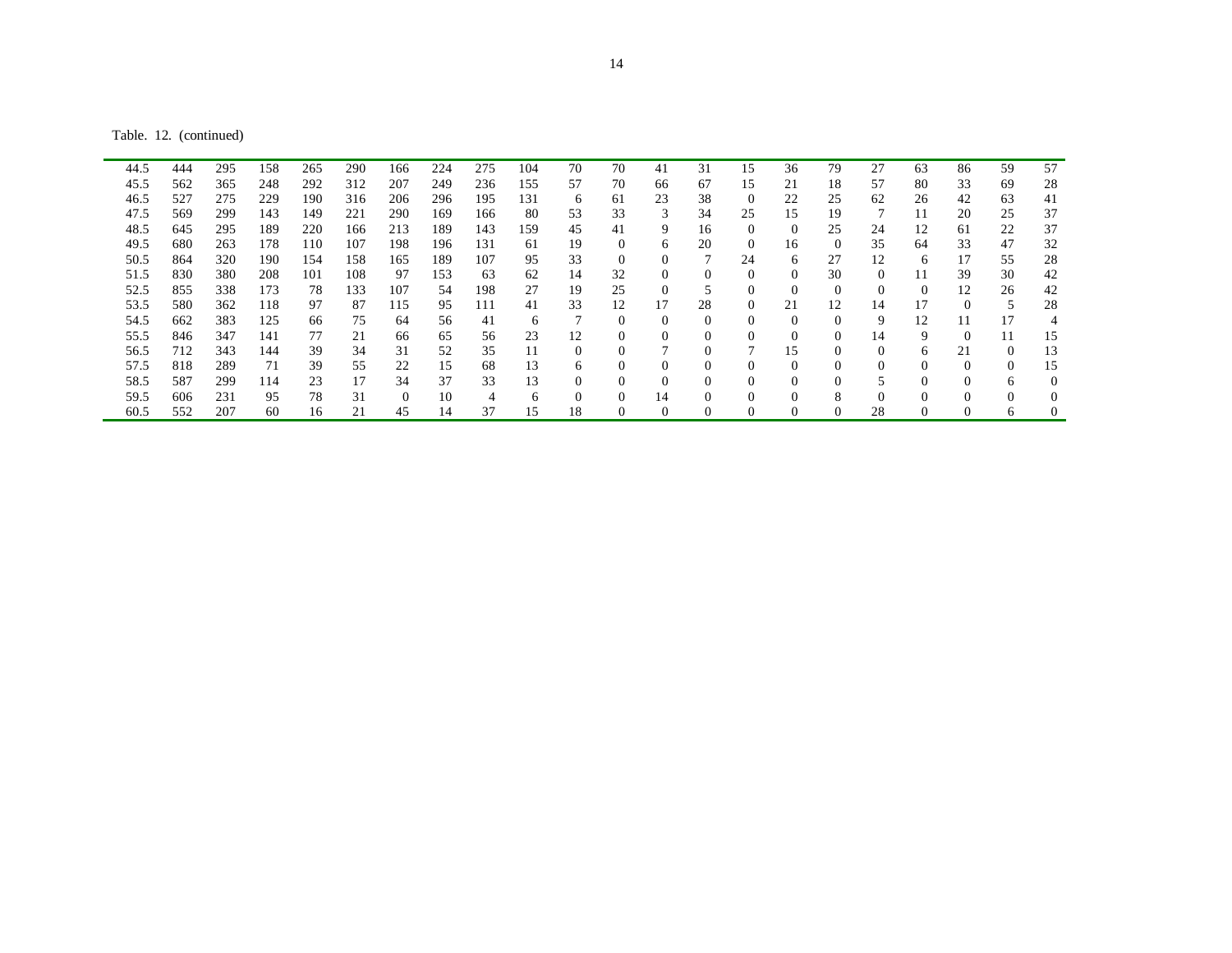Table. 12. (continued)

| | | | | | | | | | | | | | | | | | | | | | |
|---|---|---|---|---|---|---|---|---|---|---|---|---|---|---|---|---|---|---|---|---|---|
| 44.5 | 444 | 295 | 158 | 265 | 290 | 166 | 224 | 275 | 104 | 70 | 70 | 41 | 31 | 15 | 36 | 79 | 27 | 63 | 86 | 59 | 57 |
| 45.5 | 562 | 365 | 248 | 292 | 312 | 207 | 249 | 236 | 155 | 57 | 70 | 66 | 67 | 15 | 21 | 18 | 57 | 80 | 33 | 69 | 28 |
| 46.5 | 527 | 275 | 229 | 190 | 316 | 206 | 296 | 195 | 131 | 6 | 61 | 23 | 38 | 0 | 22 | 25 | 62 | 26 | 42 | 63 | 41 |
| 47.5 | 569 | 299 | 143 | 149 | 221 | 290 | 169 | 166 | 80 | 53 | 33 | 3 | 34 | 25 | 15 | 19 | 7 | 11 | 20 | 25 | 37 |
| 48.5 | 645 | 295 | 189 | 220 | 166 | 213 | 189 | 143 | 159 | 45 | 41 | 9 | 16 | 0 | 0 | 25 | 24 | 12 | 61 | 22 | 37 |
| 49.5 | 680 | 263 | 178 | 110 | 107 | 198 | 196 | 131 | 61 | 19 | 0 | 6 | 20 | 0 | 16 | 0 | 35 | 64 | 33 | 47 | 32 |
| 50.5 | 864 | 320 | 190 | 154 | 158 | 165 | 189 | 107 | 95 | 33 | 0 | 0 | 7 | 24 | 6 | 27 | 12 | 6 | 17 | 55 | 28 |
| 51.5 | 830 | 380 | 208 | 101 | 108 | 97 | 153 | 63 | 62 | 14 | 32 | 0 | 0 | 0 | 0 | 30 | 0 | 11 | 39 | 30 | 42 |
| 52.5 | 855 | 338 | 173 | 78 | 133 | 107 | 54 | 198 | 27 | 19 | 25 | 0 | 5 | 0 | 0 | 0 | 0 | 0 | 12 | 26 | 42 |
| 53.5 | 580 | 362 | 118 | 97 | 87 | 115 | 95 | 111 | 41 | 33 | 12 | 17 | 28 | 0 | 21 | 12 | 14 | 17 | 0 | 5 | 28 |
| 54.5 | 662 | 383 | 125 | 66 | 75 | 64 | 56 | 41 | 6 | 7 | 0 | 0 | 0 | 0 | 0 | 0 | 9 | 12 | 11 | 17 | 4 |
| 55.5 | 846 | 347 | 141 | 77 | 21 | 66 | 65 | 56 | 23 | 12 | 0 | 0 | 0 | 0 | 0 | 0 | 14 | 9 | 0 | 11 | 15 |
| 56.5 | 712 | 343 | 144 | 39 | 34 | 31 | 52 | 35 | 11 | 0 | 0 | 7 | 0 | 7 | 15 | 0 | 0 | 6 | 21 | 0 | 13 |
| 57.5 | 818 | 289 | 71 | 39 | 55 | 22 | 15 | 68 | 13 | 6 | 0 | 0 | 0 | 0 | 0 | 0 | 0 | 0 | 0 | 0 | 15 |
| 58.5 | 587 | 299 | 114 | 23 | 17 | 34 | 37 | 33 | 13 | 0 | 0 | 0 | 0 | 0 | 0 | 0 | 5 | 0 | 0 | 6 | 0 |
| 59.5 | 606 | 231 | 95 | 78 | 31 | 0 | 10 | 4 | 6 | 0 | 0 | 14 | 0 | 0 | 0 | 8 | 0 | 0 | 0 | 0 | 0 |
| 60.5 | 552 | 207 | 60 | 16 | 21 | 45 | 14 | 37 | 15 | 18 | 0 | 0 | 0 | 0 | 0 | 0 | 28 | 0 | 0 | 6 | 0 |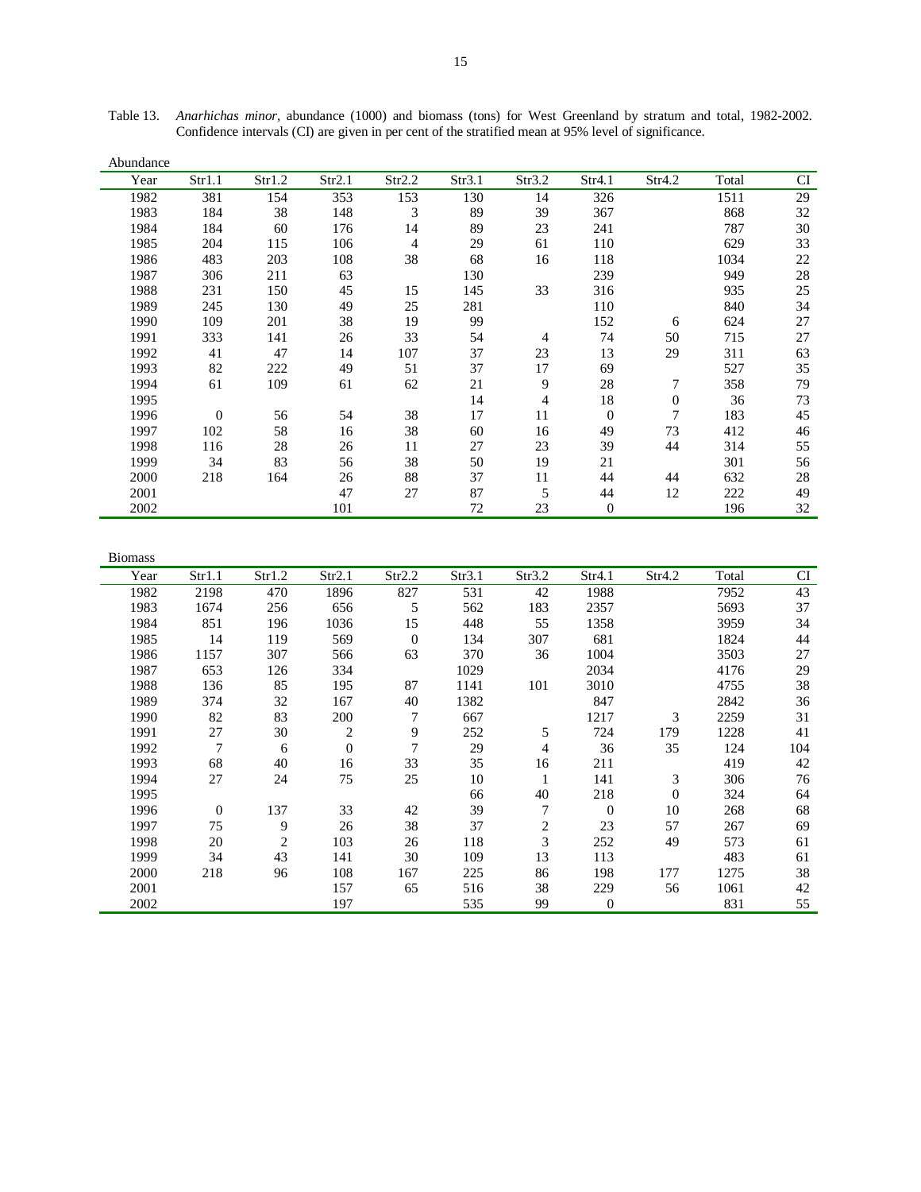Table 13. *Anarhichas minor*, abundance (1000) and biomass (tons) for West Greenland by stratum and total, 1982-2002. Confidence intervals (CI) are given in per cent of the stratified mean at 95% level of significance.

Abundance

| Year | Str1.1 | Str1.2 | Str2.1 | Str2.2 | Str3.1 | Str3.2 | Str4.1 | Str4.2 | Total | CI |
|---|---|---|---|---|---|---|---|---|---|---|
| 1982 | 381 | 154 | 353 | 153 | 130 | 14 | 326 | | 1511 | 29 |
| 1983 | 184 | 38 | 148 | 3 | 89 | 39 | 367 | | 868 | 32 |
| 1984 | 184 | 60 | 176 | 14 | 89 | 23 | 241 | | 787 | 30 |
| 1985 | 204 | 115 | 106 | 4 | 29 | 61 | 110 | | 629 | 33 |
| 1986 | 483 | 203 | 108 | 38 | 68 | 16 | 118 | | 1034 | 22 |
| 1987 | 306 | 211 | 63 | | 130 | | 239 | | 949 | 28 |
| 1988 | 231 | 150 | 45 | 15 | 145 | 33 | 316 | | 935 | 25 |
| 1989 | 245 | 130 | 49 | 25 | 281 | | 110 | | 840 | 34 |
| 1990 | 109 | 201 | 38 | 19 | 99 | | 152 | 6 | 624 | 27 |
| 1991 | 333 | 141 | 26 | 33 | 54 | 4 | 74 | 50 | 715 | 27 |
| 1992 | 41 | 47 | 14 | 107 | 37 | 23 | 13 | 29 | 311 | 63 |
| 1993 | 82 | 222 | 49 | 51 | 37 | 17 | 69 | | 527 | 35 |
| 1994 | 61 | 109 | 61 | 62 | 21 | 9 | 28 | 7 | 358 | 79 |
| 1995 | | | | | 14 | 4 | 18 | 0 | 36 | 73 |
| 1996 | 0 | 56 | 54 | 38 | 17 | 11 | 0 | 7 | 183 | 45 |
| 1997 | 102 | 58 | 16 | 38 | 60 | 16 | 49 | 73 | 412 | 46 |
| 1998 | 116 | 28 | 26 | 11 | 27 | 23 | 39 | 44 | 314 | 55 |
| 1999 | 34 | 83 | 56 | 38 | 50 | 19 | 21 | | 301 | 56 |
| 2000 | 218 | 164 | 26 | 88 | 37 | 11 | 44 | 44 | 632 | 28 |
| 2001 | | | 47 | 27 | 87 | 5 | 44 | 12 | 222 | 49 |
| 2002 | | | 101 | | 72 | 23 | 0 | | 196 | 32 |

Biomass

| Year | Str1.1 | Str1.2 | Str2.1 | Str2.2 | Str3.1 | Str3.2 | Str4.1 | Str4.2 | Total | CI |
|---|---|---|---|---|---|---|---|---|---|---|
| 1982 | 2198 | 470 | 1896 | 827 | 531 | 42 | 1988 | | 7952 | 43 |
| 1983 | 1674 | 256 | 656 | 5 | 562 | 183 | 2357 | | 5693 | 37 |
| 1984 | 851 | 196 | 1036 | 15 | 448 | 55 | 1358 | | 3959 | 34 |
| 1985 | 14 | 119 | 569 | 0 | 134 | 307 | 681 | | 1824 | 44 |
| 1986 | 1157 | 307 | 566 | 63 | 370 | 36 | 1004 | | 3503 | 27 |
| 1987 | 653 | 126 | 334 | | 1029 | | 2034 | | 4176 | 29 |
| 1988 | 136 | 85 | 195 | 87 | 1141 | 101 | 3010 | | 4755 | 38 |
| 1989 | 374 | 32 | 167 | 40 | 1382 | | 847 | | 2842 | 36 |
| 1990 | 82 | 83 | 200 | 7 | 667 | | 1217 | 3 | 2259 | 31 |
| 1991 | 27 | 30 | 2 | 9 | 252 | 5 | 724 | 179 | 1228 | 41 |
| 1992 | 7 | 6 | 0 | 7 | 29 | 4 | 36 | 35 | 124 | 104 |
| 1993 | 68 | 40 | 16 | 33 | 35 | 16 | 211 | | 419 | 42 |
| 1994 | 27 | 24 | 75 | 25 | 10 | 1 | 141 | 3 | 306 | 76 |
| 1995 | | | | | 66 | 40 | 218 | 0 | 324 | 64 |
| 1996 | 0 | 137 | 33 | 42 | 39 | 7 | 0 | 10 | 268 | 68 |
| 1997 | 75 | 9 | 26 | 38 | 37 | 2 | 23 | 57 | 267 | 69 |
| 1998 | 20 | 2 | 103 | 26 | 118 | 3 | 252 | 49 | 573 | 61 |
| 1999 | 34 | 43 | 141 | 30 | 109 | 13 | 113 | | 483 | 61 |
| 2000 | 218 | 96 | 108 | 167 | 225 | 86 | 198 | 177 | 1275 | 38 |
| 2001 | | | 157 | 65 | 516 | 38 | 229 | 56 | 1061 | 42 |
| 2002 | | | 197 | | 535 | 99 | 0 | | 831 | 55 |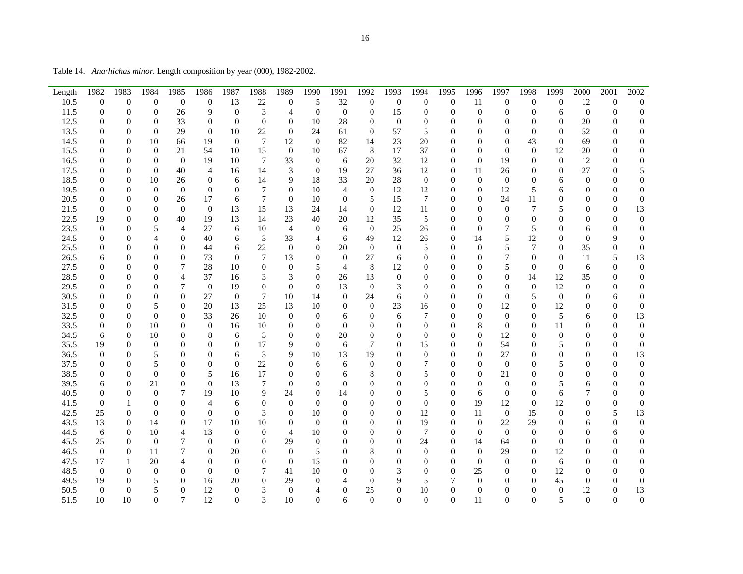Table 14. *Anarhichas minor*. Length composition by year (000), 1982-2002.

| Length | 1982 | 1983 | 1984 | 1985 | 1986 | 1987 | 1988 | 1989 | 1990 | 1991 | 1992 | 1993 | 1994 | 1995 | 1996 | 1997 | 1998 | 1999 | 2000 | 2001 | 2002 |
|---|---|---|---|---|---|---|---|---|---|---|---|---|---|---|---|---|---|---|---|---|---|
| 10.5 | 0 | 0 | 0 | 0 | 0 | 13 | 22 | 0 | 5 | 32 | 0 | 0 | 0 | 0 | 11 | 0 | 0 | 0 | 12 | 0 | 0 |
| 11.5 | 0 | 0 | 0 | 26 | 9 | 0 | 3 | 4 | 0 | 0 | 0 | 15 | 0 | 0 | 0 | 0 | 0 | 6 | 0 | 0 | 0 |
| 12.5 | 0 | 0 | 0 | 33 | 0 | 0 | 0 | 0 | 10 | 28 | 0 | 0 | 0 | 0 | 0 | 0 | 0 | 0 | 20 | 0 | 0 |
| 13.5 | 0 | 0 | 0 | 29 | 0 | 10 | 22 | 0 | 24 | 61 | 0 | 57 | 5 | 0 | 0 | 0 | 0 | 0 | 52 | 0 | 0 |
| 14.5 | 0 | 0 | 10 | 66 | 19 | 0 | 7 | 12 | 0 | 82 | 14 | 23 | 20 | 0 | 0 | 0 | 43 | 0 | 69 | 0 | 0 |
| 15.5 | 0 | 0 | 0 | 21 | 54 | 10 | 15 | 0 | 10 | 67 | 8 | 17 | 37 | 0 | 0 | 0 | 0 | 12 | 20 | 0 | 0 |
| 16.5 | 0 | 0 | 0 | 0 | 19 | 10 | 7 | 33 | 0 | 6 | 20 | 32 | 12 | 0 | 0 | 19 | 0 | 0 | 12 | 0 | 0 |
| 17.5 | 0 | 0 | 0 | 40 | 4 | 16 | 14 | 3 | 0 | 19 | 27 | 36 | 12 | 0 | 11 | 26 | 0 | 0 | 27 | 0 | 5 |
| 18.5 | 0 | 0 | 10 | 26 | 0 | 6 | 14 | 9 | 18 | 33 | 20 | 28 | 0 | 0 | 0 | 0 | 0 | 6 | 0 | 0 | 0 |
| 19.5 | 0 | 0 | 0 | 0 | 0 | 0 | 7 | 0 | 10 | 4 | 0 | 12 | 12 | 0 | 0 | 12 | 5 | 6 | 0 | 0 | 0 |
| 20.5 | 0 | 0 | 0 | 26 | 17 | 6 | 7 | 0 | 10 | 0 | 5 | 15 | 7 | 0 | 0 | 24 | 11 | 0 | 0 | 0 | 0 |
| 21.5 | 0 | 0 | 0 | 0 | 0 | 13 | 15 | 13 | 24 | 14 | 0 | 12 | 11 | 0 | 0 | 0 | 7 | 5 | 0 | 0 | 13 |
| 22.5 | 19 | 0 | 0 | 40 | 19 | 13 | 14 | 23 | 40 | 20 | 12 | 35 | 5 | 0 | 0 | 0 | 0 | 0 | 0 | 0 | 0 |
| 23.5 | 0 | 0 | 5 | 4 | 27 | 6 | 10 | 4 | 0 | 6 | 0 | 25 | 26 | 0 | 0 | 7 | 5 | 0 | 6 | 0 | 0 |
| 24.5 | 0 | 0 | 4 | 0 | 40 | 6 | 3 | 33 | 4 | 6 | 49 | 12 | 26 | 0 | 14 | 5 | 12 | 0 | 0 | 9 | 0 |
| 25.5 | 0 | 0 | 0 | 0 | 44 | 6 | 22 | 0 | 0 | 20 | 0 | 0 | 5 | 0 | 0 | 5 | 7 | 0 | 35 | 0 | 0 |
| 26.5 | 6 | 0 | 0 | 0 | 73 | 0 | 7 | 13 | 0 | 0 | 27 | 6 | 0 | 0 | 0 | 7 | 0 | 0 | 11 | 5 | 13 |
| 27.5 | 0 | 0 | 0 | 7 | 28 | 10 | 0 | 0 | 5 | 4 | 8 | 12 | 0 | 0 | 0 | 5 | 0 | 0 | 6 | 0 | 0 |
| 28.5 | 0 | 0 | 0 | 4 | 37 | 16 | 3 | 3 | 0 | 26 | 13 | 0 | 0 | 0 | 0 | 0 | 14 | 12 | 35 | 0 | 0 |
| 29.5 | 0 | 0 | 0 | 7 | 0 | 19 | 0 | 0 | 0 | 13 | 0 | 3 | 0 | 0 | 0 | 0 | 0 | 12 | 0 | 0 | 0 |
| 30.5 | 0 | 0 | 0 | 0 | 27 | 0 | 7 | 10 | 14 | 0 | 24 | 6 | 0 | 0 | 0 | 0 | 5 | 0 | 0 | 6 | 0 |
| 31.5 | 0 | 0 | 5 | 0 | 20 | 13 | 25 | 13 | 10 | 0 | 0 | 23 | 16 | 0 | 0 | 12 | 0 | 12 | 0 | 0 | 0 |
| 32.5 | 0 | 0 | 0 | 0 | 33 | 26 | 10 | 0 | 0 | 6 | 0 | 6 | 7 | 0 | 0 | 0 | 0 | 5 | 6 | 0 | 13 |
| 33.5 | 0 | 0 | 10 | 0 | 0 | 16 | 10 | 0 | 0 | 0 | 0 | 0 | 0 | 0 | 8 | 0 | 0 | 11 | 0 | 0 | 0 |
| 34.5 | 6 | 0 | 10 | 0 | 8 | 6 | 3 | 0 | 0 | 20 | 0 | 0 | 0 | 0 | 0 | 12 | 0 | 0 | 0 | 0 | 0 |
| 35.5 | 19 | 0 | 0 | 0 | 0 | 0 | 17 | 9 | 0 | 6 | 7 | 0 | 15 | 0 | 0 | 54 | 0 | 5 | 0 | 0 | 0 |
| 36.5 | 0 | 0 | 5 | 0 | 0 | 6 | 3 | 9 | 10 | 13 | 19 | 0 | 0 | 0 | 0 | 27 | 0 | 0 | 0 | 0 | 13 |
| 37.5 | 0 | 0 | 5 | 0 | 0 | 0 | 22 | 0 | 6 | 6 | 0 | 0 | 7 | 0 | 0 | 0 | 0 | 5 | 0 | 0 | 0 |
| 38.5 | 0 | 0 | 0 | 0 | 5 | 16 | 17 | 0 | 0 | 6 | 8 | 0 | 5 | 0 | 0 | 21 | 0 | 0 | 0 | 0 | 0 |
| 39.5 | 6 | 0 | 21 | 0 | 0 | 13 | 7 | 0 | 0 | 0 | 0 | 0 | 0 | 0 | 0 | 0 | 0 | 5 | 6 | 0 | 0 |
| 40.5 | 0 | 0 | 0 | 7 | 19 | 10 | 9 | 24 | 0 | 14 | 0 | 0 | 5 | 0 | 6 | 0 | 0 | 6 | 7 | 0 | 0 |
| 41.5 | 0 | 1 | 0 | 0 | 4 | 6 | 0 | 0 | 0 | 0 | 0 | 0 | 0 | 0 | 19 | 12 | 0 | 12 | 0 | 0 | 0 |
| 42.5 | 25 | 0 | 0 | 0 | 0 | 0 | 3 | 0 | 10 | 0 | 0 | 0 | 12 | 0 | 11 | 0 | 15 | 0 | 0 | 5 | 13 |
| 43.5 | 13 | 0 | 14 | 0 | 17 | 10 | 10 | 0 | 0 | 0 | 0 | 0 | 19 | 0 | 0 | 22 | 29 | 0 | 6 | 0 | 0 |
| 44.5 | 6 | 0 | 10 | 4 | 13 | 0 | 0 | 4 | 10 | 0 | 0 | 0 | 7 | 0 | 0 | 0 | 0 | 0 | 0 | 6 | 0 |
| 45.5 | 25 | 0 | 0 | 7 | 0 | 0 | 0 | 29 | 0 | 0 | 0 | 0 | 24 | 0 | 14 | 64 | 0 | 0 | 0 | 0 | 0 |
| 46.5 | 0 | 0 | 11 | 7 | 0 | 20 | 0 | 0 | 5 | 0 | 8 | 0 | 0 | 0 | 0 | 29 | 0 | 12 | 0 | 0 | 0 |
| 47.5 | 17 | 1 | 20 | 4 | 0 | 0 | 0 | 0 | 15 | 0 | 0 | 0 | 0 | 0 | 0 | 0 | 0 | 6 | 0 | 0 | 0 |
| 48.5 | 0 | 0 | 0 | 0 | 0 | 0 | 7 | 41 | 10 | 0 | 0 | 3 | 0 | 0 | 25 | 0 | 0 | 12 | 0 | 0 | 0 |
| 49.5 | 19 | 0 | 5 | 0 | 16 | 20 | 0 | 29 | 0 | 4 | 0 | 9 | 5 | 7 | 0 | 0 | 0 | 45 | 0 | 0 | 0 |
| 50.5 | 0 | 0 | 5 | 0 | 12 | 0 | 3 | 0 | 4 | 0 | 25 | 0 | 10 | 0 | 0 | 0 | 0 | 0 | 12 | 0 | 13 |
| 51.5 | 10 | 10 | 0 | 7 | 12 | 0 | 3 | 10 | 0 | 6 | 0 | 0 | 0 | 0 | 11 | 0 | 0 | 5 | 0 | 0 | 0 |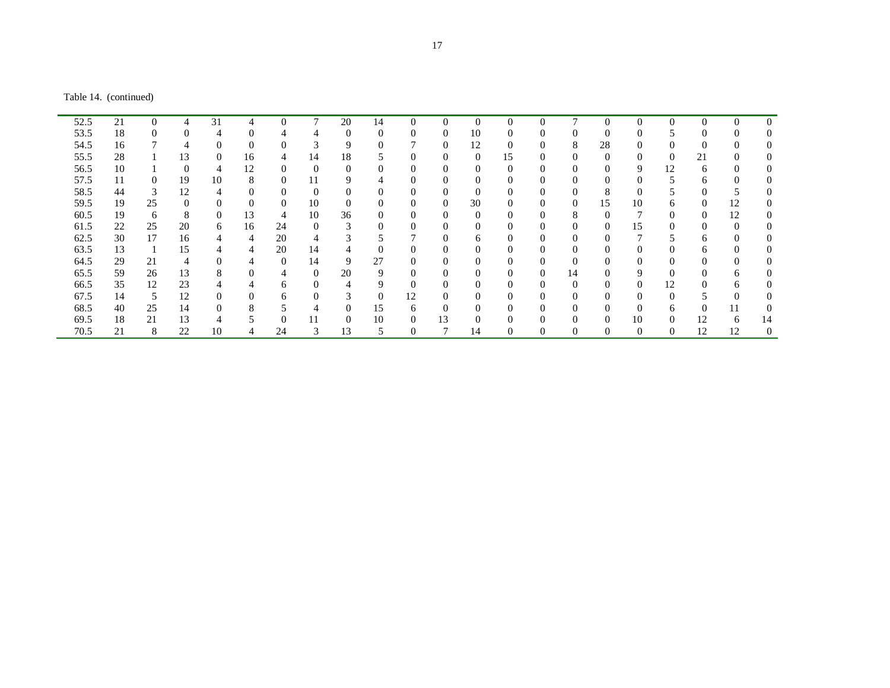Table 14. (continued)

| | | | | | | | | | | | | | | | | | | | | | |
|---|---|---|---|---|---|---|---|---|---|---|---|---|---|---|---|---|---|---|---|---|---|
| 52.5 | 21 | 0 | 4 | 31 | 4 | 0 | 7 | 20 | 14 | 0 | 0 | 0 | 0 | 0 | 7 | 0 | 0 | 0 | 0 | 0 | 0 |
| 53.5 | 18 | 0 | 0 | 4 | 0 | 4 | 4 | 0 | 0 | 0 | 0 | 10 | 0 | 0 | 0 | 0 | 0 | 5 | 0 | 0 | 0 |
| 54.5 | 16 | 7 | 4 | 0 | 0 | 0 | 3 | 9 | 0 | 7 | 0 | 12 | 0 | 0 | 8 | 28 | 0 | 0 | 0 | 0 | 0 |
| 55.5 | 28 | 1 | 13 | 0 | 16 | 4 | 14 | 18 | 5 | 0 | 0 | 0 | 15 | 0 | 0 | 0 | 0 | 0 | 21 | 0 | 0 |
| 56.5 | 10 | 1 | 0 | 4 | 12 | 0 | 0 | 0 | 0 | 0 | 0 | 0 | 0 | 0 | 0 | 0 | 9 | 12 | 6 | 0 | 0 |
| 57.5 | 11 | 0 | 19 | 10 | 8 | 0 | 11 | 9 | 4 | 0 | 0 | 0 | 0 | 0 | 0 | 0 | 0 | 5 | 6 | 0 | 0 |
| 58.5 | 44 | 3 | 12 | 4 | 0 | 0 | 0 | 0 | 0 | 0 | 0 | 0 | 0 | 0 | 0 | 8 | 0 | 5 | 0 | 5 | 0 |
| 59.5 | 19 | 25 | 0 | 0 | 0 | 0 | 10 | 0 | 0 | 0 | 0 | 30 | 0 | 0 | 0 | 15 | 10 | 6 | 0 | 12 | 0 |
| 60.5 | 19 | 6 | 8 | 0 | 13 | 4 | 10 | 36 | 0 | 0 | 0 | 0 | 0 | 0 | 8 | 0 | 7 | 0 | 0 | 12 | 0 |
| 61.5 | 22 | 25 | 20 | 6 | 16 | 24 | 0 | 3 | 0 | 0 | 0 | 0 | 0 | 0 | 0 | 0 | 15 | 0 | 0 | 0 | 0 |
| 62.5 | 30 | 17 | 16 | 4 | 4 | 20 | 4 | 3 | 5 | 7 | 0 | 6 | 0 | 0 | 0 | 0 | 7 | 5 | 6 | 0 | 0 |
| 63.5 | 13 | 1 | 15 | 4 | 4 | 20 | 14 | 4 | 0 | 0 | 0 | 0 | 0 | 0 | 0 | 0 | 0 | 0 | 6 | 0 | 0 |
| 64.5 | 29 | 21 | 4 | 0 | 4 | 0 | 14 | 9 | 27 | 0 | 0 | 0 | 0 | 0 | 0 | 0 | 0 | 0 | 0 | 0 | 0 |
| 65.5 | 59 | 26 | 13 | 8 | 0 | 4 | 0 | 20 | 9 | 0 | 0 | 0 | 0 | 0 | 14 | 0 | 9 | 0 | 0 | 6 | 0 |
| 66.5 | 35 | 12 | 23 | 4 | 4 | 6 | 0 | 4 | 9 | 0 | 0 | 0 | 0 | 0 | 0 | 0 | 0 | 12 | 0 | 6 | 0 |
| 67.5 | 14 | 5 | 12 | 0 | 0 | 6 | 0 | 3 | 0 | 12 | 0 | 0 | 0 | 0 | 0 | 0 | 0 | 0 | 5 | 0 | 0 |
| 68.5 | 40 | 25 | 14 | 0 | 8 | 5 | 4 | 0 | 15 | 6 | 0 | 0 | 0 | 0 | 0 | 0 | 0 | 6 | 0 | 11 | 0 |
| 69.5 | 18 | 21 | 13 | 4 | 5 | 0 | 11 | 0 | 10 | 0 | 13 | 0 | 0 | 0 | 0 | 0 | 10 | 0 | 12 | 6 | 14 |
| 70.5 | 21 | 8 | 22 | 10 | 4 | 24 | 3 | 13 | 5 | 0 | 7 | 14 | 0 | 0 | 0 | 0 | 0 | 0 | 12 | 12 | 0 |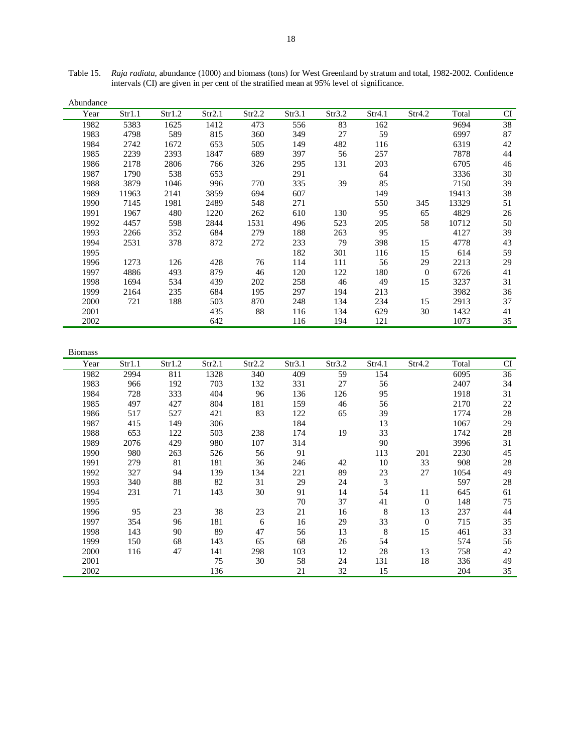Table 15. *Raja radiata*, abundance (1000) and biomass (tons) for West Greenland by stratum and total, 1982-2002. Confidence intervals (CI) are given in per cent of the stratified mean at 95% level of significance.

Abundance

| Year | Str1.1 | Str1.2 | Str2.1 | Str2.2 | Str3.1 | Str3.2 | Str4.1 | Str4.2 | Total | CI |
|---|---|---|---|---|---|---|---|---|---|---|
| 1982 | 5383 | 1625 | 1412 | 473 | 556 | 83 | 162 | | 9694 | 38 |
| 1983 | 4798 | 589 | 815 | 360 | 349 | 27 | 59 | | 6997 | 87 |
| 1984 | 2742 | 1672 | 653 | 505 | 149 | 482 | 116 | | 6319 | 42 |
| 1985 | 2239 | 2393 | 1847 | 689 | 397 | 56 | 257 | | 7878 | 44 |
| 1986 | 2178 | 2806 | 766 | 326 | 295 | 131 | 203 | | 6705 | 46 |
| 1987 | 1790 | 538 | 653 | | 291 | | 64 | | 3336 | 30 |
| 1988 | 3879 | 1046 | 996 | 770 | 335 | 39 | 85 | | 7150 | 39 |
| 1989 | 11963 | 2141 | 3859 | 694 | 607 | | 149 | | 19413 | 38 |
| 1990 | 7145 | 1981 | 2489 | 548 | 271 | | 550 | 345 | 13329 | 51 |
| 1991 | 1967 | 480 | 1220 | 262 | 610 | 130 | 95 | 65 | 4829 | 26 |
| 1992 | 4457 | 598 | 2844 | 1531 | 496 | 523 | 205 | 58 | 10712 | 50 |
| 1993 | 2266 | 352 | 684 | 279 | 188 | 263 | 95 | | 4127 | 39 |
| 1994 | 2531 | 378 | 872 | 272 | 233 | 79 | 398 | 15 | 4778 | 43 |
| 1995 | | | | | 182 | 301 | 116 | 15 | 614 | 59 |
| 1996 | 1273 | 126 | 428 | 76 | 114 | 111 | 56 | 29 | 2213 | 29 |
| 1997 | 4886 | 493 | 879 | 46 | 120 | 122 | 180 | 0 | 6726 | 41 |
| 1998 | 1694 | 534 | 439 | 202 | 258 | 46 | 49 | 15 | 3237 | 31 |
| 1999 | 2164 | 235 | 684 | 195 | 297 | 194 | 213 | | 3982 | 36 |
| 2000 | 721 | 188 | 503 | 870 | 248 | 134 | 234 | 15 | 2913 | 37 |
| 2001 | | | 435 | 88 | 116 | 134 | 629 | 30 | 1432 | 41 |
| 2002 | | | 642 | | 116 | 194 | 121 | | 1073 | 35 |

Biomass

| Year | Str1.1 | Str1.2 | Str2.1 | Str2.2 | Str3.1 | Str3.2 | Str4.1 | Str4.2 | Total | CI |
|---|---|---|---|---|---|---|---|---|---|---|
| 1982 | 2994 | 811 | 1328 | 340 | 409 | 59 | 154 | | 6095 | 36 |
| 1983 | 966 | 192 | 703 | 132 | 331 | 27 | 56 | | 2407 | 34 |
| 1984 | 728 | 333 | 404 | 96 | 136 | 126 | 95 | | 1918 | 31 |
| 1985 | 497 | 427 | 804 | 181 | 159 | 46 | 56 | | 2170 | 22 |
| 1986 | 517 | 527 | 421 | 83 | 122 | 65 | 39 | | 1774 | 28 |
| 1987 | 415 | 149 | 306 | | 184 | | 13 | | 1067 | 29 |
| 1988 | 653 | 122 | 503 | 238 | 174 | 19 | 33 | | 1742 | 28 |
| 1989 | 2076 | 429 | 980 | 107 | 314 | | 90 | | 3996 | 31 |
| 1990 | 980 | 263 | 526 | 56 | 91 | | 113 | 201 | 2230 | 45 |
| 1991 | 279 | 81 | 181 | 36 | 246 | 42 | 10 | 33 | 908 | 28 |
| 1992 | 327 | 94 | 139 | 134 | 221 | 89 | 23 | 27 | 1054 | 49 |
| 1993 | 340 | 88 | 82 | 31 | 29 | 24 | 3 | | 597 | 28 |
| 1994 | 231 | 71 | 143 | 30 | 91 | 14 | 54 | 11 | 645 | 61 |
| 1995 | | | | | 70 | 37 | 41 | 0 | 148 | 75 |
| 1996 | 95 | 23 | 38 | 23 | 21 | 16 | 8 | 13 | 237 | 44 |
| 1997 | 354 | 96 | 181 | 6 | 16 | 29 | 33 | 0 | 715 | 35 |
| 1998 | 143 | 90 | 89 | 47 | 56 | 13 | 8 | 15 | 461 | 33 |
| 1999 | 150 | 68 | 143 | 65 | 68 | 26 | 54 | | 574 | 56 |
| 2000 | 116 | 47 | 141 | 298 | 103 | 12 | 28 | 13 | 758 | 42 |
| 2001 | | | 75 | 30 | 58 | 24 | 131 | 18 | 336 | 49 |
| 2002 | | | 136 | | 21 | 32 | 15 | | 204 | 35 |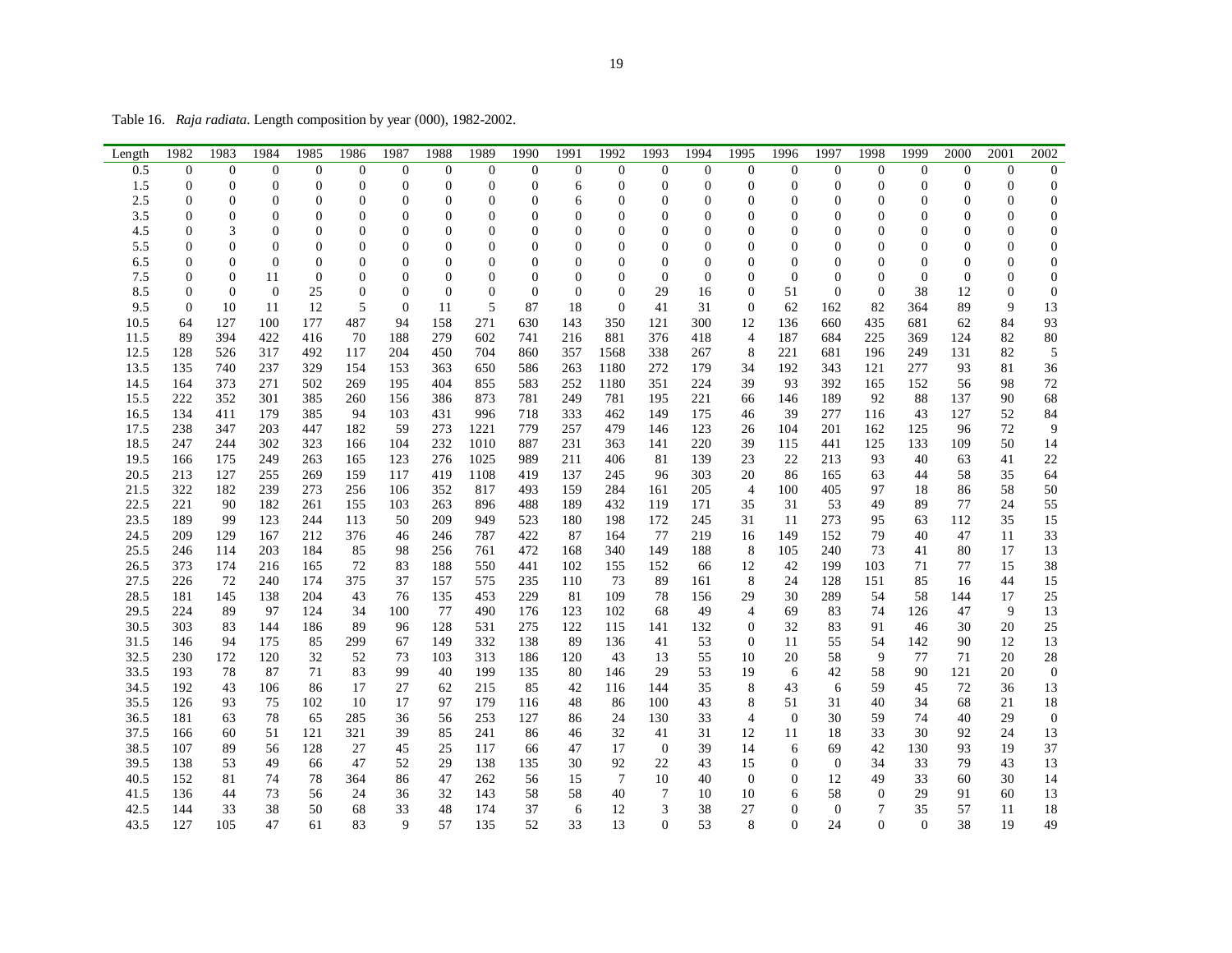Table 16. *Raja radiata*. Length composition by year (000), 1982-2002.

| Length | 1982 | 1983 | 1984 | 1985 | 1986 | 1987 | 1988 | 1989 | 1990 | 1991 | 1992 | 1993 | 1994 | 1995 | 1996 | 1997 | 1998 | 1999 | 2000 | 2001 | 2002 |
|---|---|---|---|---|---|---|---|---|---|---|---|---|---|---|---|---|---|---|---|---|---|
| 0.5 | 0 | 0 | 0 | 0 | 0 | 0 | 0 | 0 | 0 | 0 | 0 | 0 | 0 | 0 | 0 | 0 | 0 | 0 | 0 | 0 | 0 |
| 1.5 | 0 | 0 | 0 | 0 | 0 | 0 | 0 | 0 | 0 | 6 | 0 | 0 | 0 | 0 | 0 | 0 | 0 | 0 | 0 | 0 | 0 |
| 2.5 | 0 | 0 | 0 | 0 | 0 | 0 | 0 | 0 | 0 | 6 | 0 | 0 | 0 | 0 | 0 | 0 | 0 | 0 | 0 | 0 | 0 |
| 3.5 | 0 | 0 | 0 | 0 | 0 | 0 | 0 | 0 | 0 | 0 | 0 | 0 | 0 | 0 | 0 | 0 | 0 | 0 | 0 | 0 | 0 |
| 4.5 | 0 | 3 | 0 | 0 | 0 | 0 | 0 | 0 | 0 | 0 | 0 | 0 | 0 | 0 | 0 | 0 | 0 | 0 | 0 | 0 | 0 |
| 5.5 | 0 | 0 | 0 | 0 | 0 | 0 | 0 | 0 | 0 | 0 | 0 | 0 | 0 | 0 | 0 | 0 | 0 | 0 | 0 | 0 | 0 |
| 6.5 | 0 | 0 | 0 | 0 | 0 | 0 | 0 | 0 | 0 | 0 | 0 | 0 | 0 | 0 | 0 | 0 | 0 | 0 | 0 | 0 | 0 |
| 7.5 | 0 | 0 | 11 | 0 | 0 | 0 | 0 | 0 | 0 | 0 | 0 | 0 | 0 | 0 | 0 | 0 | 0 | 0 | 0 | 0 | 0 |
| 8.5 | 0 | 0 | 0 | 25 | 0 | 0 | 0 | 0 | 0 | 0 | 0 | 29 | 16 | 0 | 51 | 0 | 0 | 38 | 12 | 0 | 0 |
| 9.5 | 0 | 10 | 11 | 12 | 5 | 0 | 11 | 5 | 87 | 18 | 0 | 41 | 31 | 0 | 62 | 162 | 82 | 364 | 89 | 9 | 13 |
| 10.5 | 64 | 127 | 100 | 177 | 487 | 94 | 158 | 271 | 630 | 143 | 350 | 121 | 300 | 12 | 136 | 660 | 435 | 681 | 62 | 84 | 93 |
| 11.5 | 89 | 394 | 422 | 416 | 70 | 188 | 279 | 602 | 741 | 216 | 881 | 376 | 418 | 4 | 187 | 684 | 225 | 369 | 124 | 82 | 80 |
| 12.5 | 128 | 526 | 317 | 492 | 117 | 204 | 450 | 704 | 860 | 357 | 1568 | 338 | 267 | 8 | 221 | 681 | 196 | 249 | 131 | 82 | 5 |
| 13.5 | 135 | 740 | 237 | 329 | 154 | 153 | 363 | 650 | 586 | 263 | 1180 | 272 | 179 | 34 | 192 | 343 | 121 | 277 | 93 | 81 | 36 |
| 14.5 | 164 | 373 | 271 | 502 | 269 | 195 | 404 | 855 | 583 | 252 | 1180 | 351 | 224 | 39 | 93 | 392 | 165 | 152 | 56 | 98 | 72 |
| 15.5 | 222 | 352 | 301 | 385 | 260 | 156 | 386 | 873 | 781 | 249 | 781 | 195 | 221 | 66 | 146 | 189 | 92 | 88 | 137 | 90 | 68 |
| 16.5 | 134 | 411 | 179 | 385 | 94 | 103 | 431 | 996 | 718 | 333 | 462 | 149 | 175 | 46 | 39 | 277 | 116 | 43 | 127 | 52 | 84 |
| 17.5 | 238 | 347 | 203 | 447 | 182 | 59 | 273 | 1221 | 779 | 257 | 479 | 146 | 123 | 26 | 104 | 201 | 162 | 125 | 96 | 72 | 9 |
| 18.5 | 247 | 244 | 302 | 323 | 166 | 104 | 232 | 1010 | 887 | 231 | 363 | 141 | 220 | 39 | 115 | 441 | 125 | 133 | 109 | 50 | 14 |
| 19.5 | 166 | 175 | 249 | 263 | 165 | 123 | 276 | 1025 | 989 | 211 | 406 | 81 | 139 | 23 | 22 | 213 | 93 | 40 | 63 | 41 | 22 |
| 20.5 | 213 | 127 | 255 | 269 | 159 | 117 | 419 | 1108 | 419 | 137 | 245 | 96 | 303 | 20 | 86 | 165 | 63 | 44 | 58 | 35 | 64 |
| 21.5 | 322 | 182 | 239 | 273 | 256 | 106 | 352 | 817 | 493 | 159 | 284 | 161 | 205 | 4 | 100 | 405 | 97 | 18 | 86 | 58 | 50 |
| 22.5 | 221 | 90 | 182 | 261 | 155 | 103 | 263 | 896 | 488 | 189 | 432 | 119 | 171 | 35 | 31 | 53 | 49 | 89 | 77 | 24 | 55 |
| 23.5 | 189 | 99 | 123 | 244 | 113 | 50 | 209 | 949 | 523 | 180 | 198 | 172 | 245 | 31 | 11 | 273 | 95 | 63 | 112 | 35 | 15 |
| 24.5 | 209 | 129 | 167 | 212 | 376 | 46 | 246 | 787 | 422 | 87 | 164 | 77 | 219 | 16 | 149 | 152 | 79 | 40 | 47 | 11 | 33 |
| 25.5 | 246 | 114 | 203 | 184 | 85 | 98 | 256 | 761 | 472 | 168 | 340 | 149 | 188 | 8 | 105 | 240 | 73 | 41 | 80 | 17 | 13 |
| 26.5 | 373 | 174 | 216 | 165 | 72 | 83 | 188 | 550 | 441 | 102 | 155 | 152 | 66 | 12 | 42 | 199 | 103 | 71 | 77 | 15 | 38 |
| 27.5 | 226 | 72 | 240 | 174 | 375 | 37 | 157 | 575 | 235 | 110 | 73 | 89 | 161 | 8 | 24 | 128 | 151 | 85 | 16 | 44 | 15 |
| 28.5 | 181 | 145 | 138 | 204 | 43 | 76 | 135 | 453 | 229 | 81 | 109 | 78 | 156 | 29 | 30 | 289 | 54 | 58 | 144 | 17 | 25 |
| 29.5 | 224 | 89 | 97 | 124 | 34 | 100 | 77 | 490 | 176 | 123 | 102 | 68 | 49 | 4 | 69 | 83 | 74 | 126 | 47 | 9 | 13 |
| 30.5 | 303 | 83 | 144 | 186 | 89 | 96 | 128 | 531 | 275 | 122 | 115 | 141 | 132 | 0 | 32 | 83 | 91 | 46 | 30 | 20 | 25 |
| 31.5 | 146 | 94 | 175 | 85 | 299 | 67 | 149 | 332 | 138 | 89 | 136 | 41 | 53 | 0 | 11 | 55 | 54 | 142 | 90 | 12 | 13 |
| 32.5 | 230 | 172 | 120 | 32 | 52 | 73 | 103 | 313 | 186 | 120 | 43 | 13 | 55 | 10 | 20 | 58 | 9 | 77 | 71 | 20 | 28 |
| 33.5 | 193 | 78 | 87 | 71 | 83 | 99 | 40 | 199 | 135 | 80 | 146 | 29 | 53 | 19 | 6 | 42 | 58 | 90 | 121 | 20 | 0 |
| 34.5 | 192 | 43 | 106 | 86 | 17 | 27 | 62 | 215 | 85 | 42 | 116 | 144 | 35 | 8 | 43 | 6 | 59 | 45 | 72 | 36 | 13 |
| 35.5 | 126 | 93 | 75 | 102 | 10 | 17 | 97 | 179 | 116 | 48 | 86 | 100 | 43 | 8 | 51 | 31 | 40 | 34 | 68 | 21 | 18 |
| 36.5 | 181 | 63 | 78 | 65 | 285 | 36 | 56 | 253 | 127 | 86 | 24 | 130 | 33 | 4 | 0 | 30 | 59 | 74 | 40 | 29 | 0 |
| 37.5 | 166 | 60 | 51 | 121 | 321 | 39 | 85 | 241 | 86 | 46 | 32 | 41 | 31 | 12 | 11 | 18 | 33 | 30 | 92 | 24 | 13 |
| 38.5 | 107 | 89 | 56 | 128 | 27 | 45 | 25 | 117 | 66 | 47 | 17 | 0 | 39 | 14 | 6 | 69 | 42 | 130 | 93 | 19 | 37 |
| 39.5 | 138 | 53 | 49 | 66 | 47 | 52 | 29 | 138 | 135 | 30 | 92 | 22 | 43 | 15 | 0 | 0 | 34 | 33 | 79 | 43 | 13 |
| 40.5 | 152 | 81 | 74 | 78 | 364 | 86 | 47 | 262 | 56 | 15 | 7 | 10 | 40 | 0 | 0 | 12 | 49 | 33 | 60 | 30 | 14 |
| 41.5 | 136 | 44 | 73 | 56 | 24 | 36 | 32 | 143 | 58 | 58 | 40 | 7 | 10 | 10 | 6 | 58 | 0 | 29 | 91 | 60 | 13 |
| 42.5 | 144 | 33 | 38 | 50 | 68 | 33 | 48 | 174 | 37 | 6 | 12 | 3 | 38 | 27 | 0 | 0 | 7 | 35 | 57 | 11 | 18 |
| 43.5 | 127 | 105 | 47 | 61 | 83 | 9 | 57 | 135 | 52 | 33 | 13 | 0 | 53 | 8 | 0 | 24 | 0 | 0 | 38 | 19 | 49 |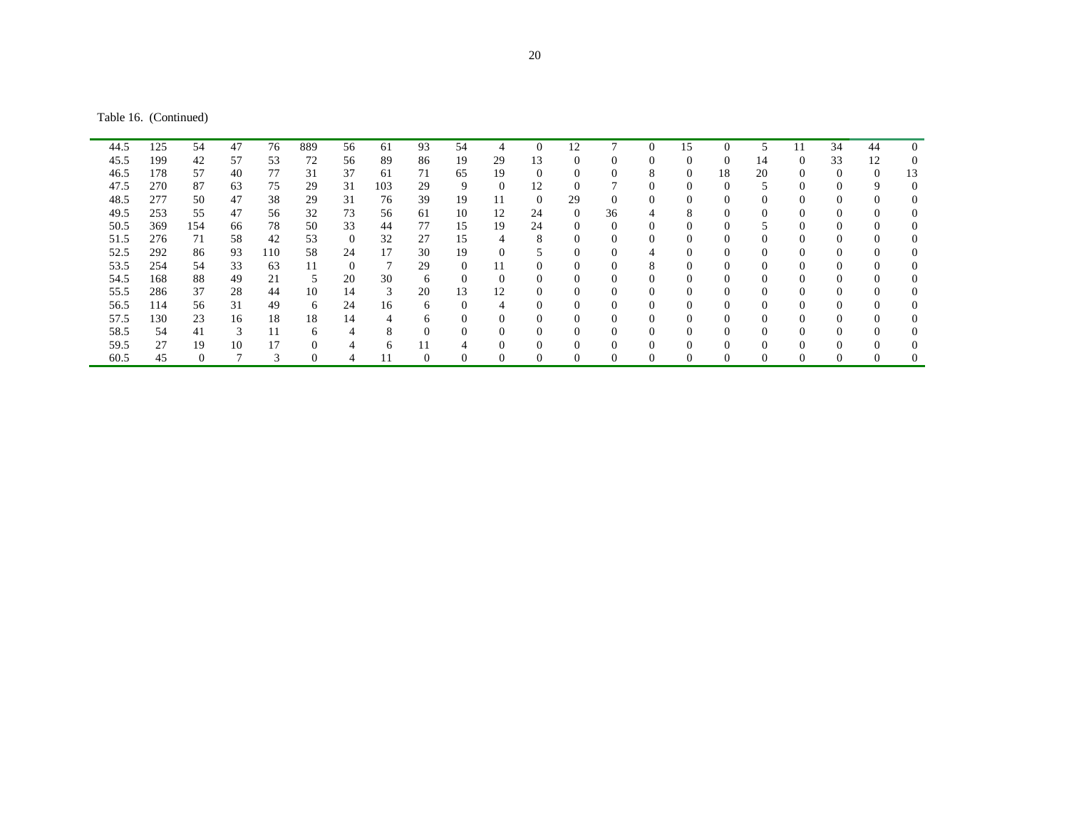Table 16. (Continued)

| | | | | | | | | | | | | | | | | | | | | | |
|---|---|---|---|---|---|---|---|---|---|---|---|---|---|---|---|---|---|---|---|---|---|
| 44.5 | 125 | 54 | 47 | 76 | 889 | 56 | 61 | 93 | 54 | 4 | 0 | 12 | 7 | 0 | 15 | 0 | 5 | 11 | 34 | 44 | 0 |
| 45.5 | 199 | 42 | 57 | 53 | 72 | 56 | 89 | 86 | 19 | 29 | 13 | 0 | 0 | 0 | 0 | 0 | 14 | 0 | 33 | 12 | 0 |
| 46.5 | 178 | 57 | 40 | 77 | 31 | 37 | 61 | 71 | 65 | 19 | 0 | 0 | 0 | 8 | 0 | 18 | 20 | 0 | 0 | 0 | 13 |
| 47.5 | 270 | 87 | 63 | 75 | 29 | 31 | 103 | 29 | 9 | 0 | 12 | 0 | 7 | 0 | 0 | 0 | 5 | 0 | 0 | 9 | 0 |
| 48.5 | 277 | 50 | 47 | 38 | 29 | 31 | 76 | 39 | 19 | 11 | 0 | 29 | 0 | 0 | 0 | 0 | 0 | 0 | 0 | 0 | 0 |
| 49.5 | 253 | 55 | 47 | 56 | 32 | 73 | 56 | 61 | 10 | 12 | 24 | 0 | 36 | 4 | 8 | 0 | 0 | 0 | 0 | 0 | 0 |
| 50.5 | 369 | 154 | 66 | 78 | 50 | 33 | 44 | 77 | 15 | 19 | 24 | 0 | 0 | 0 | 0 | 0 | 5 | 0 | 0 | 0 | 0 |
| 51.5 | 276 | 71 | 58 | 42 | 53 | 0 | 32 | 27 | 15 | 4 | 8 | 0 | 0 | 0 | 0 | 0 | 0 | 0 | 0 | 0 | 0 |
| 52.5 | 292 | 86 | 93 | 110 | 58 | 24 | 17 | 30 | 19 | 0 | 5 | 0 | 0 | 4 | 0 | 0 | 0 | 0 | 0 | 0 | 0 |
| 53.5 | 254 | 54 | 33 | 63 | 11 | 0 | 7 | 29 | 0 | 11 | 0 | 0 | 0 | 8 | 0 | 0 | 0 | 0 | 0 | 0 | 0 |
| 54.5 | 168 | 88 | 49 | 21 | 5 | 20 | 30 | 6 | 0 | 0 | 0 | 0 | 0 | 0 | 0 | 0 | 0 | 0 | 0 | 0 | 0 |
| 55.5 | 286 | 37 | 28 | 44 | 10 | 14 | 3 | 20 | 13 | 12 | 0 | 0 | 0 | 0 | 0 | 0 | 0 | 0 | 0 | 0 | 0 |
| 56.5 | 114 | 56 | 31 | 49 | 6 | 24 | 16 | 6 | 0 | 4 | 0 | 0 | 0 | 0 | 0 | 0 | 0 | 0 | 0 | 0 | 0 |
| 57.5 | 130 | 23 | 16 | 18 | 18 | 14 | 4 | 6 | 0 | 0 | 0 | 0 | 0 | 0 | 0 | 0 | 0 | 0 | 0 | 0 | 0 |
| 58.5 | 54 | 41 | 3 | 11 | 6 | 4 | 8 | 0 | 0 | 0 | 0 | 0 | 0 | 0 | 0 | 0 | 0 | 0 | 0 | 0 | 0 |
| 59.5 | 27 | 19 | 10 | 17 | 0 | 4 | 6 | 11 | 4 | 0 | 0 | 0 | 0 | 0 | 0 | 0 | 0 | 0 | 0 | 0 | 0 |
| 60.5 | 45 | 0 | 7 | 3 | 0 | 4 | 11 | 0 | 0 | 0 | 0 | 0 | 0 | 0 | 0 | 0 | 0 | 0 | 0 | 0 | 0 |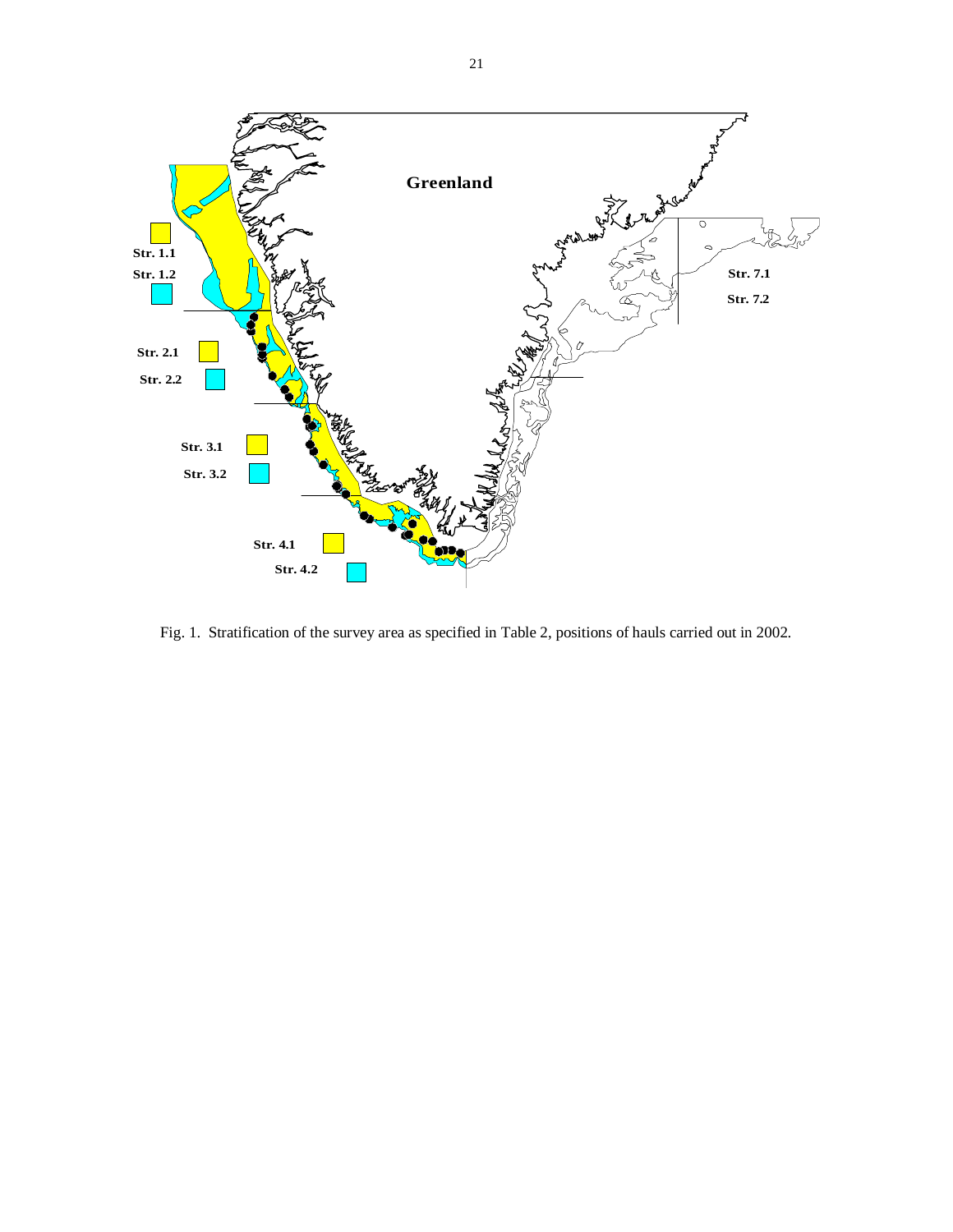Greenland

Str. 1.1

Str. 1.2

Str. 2.1

Str. 2.2

Str. 3.1

Str. 3.2

Str. 4.1

Str. 4.2

Str. 7.1

Str. 7.2

Fig. 1. Stratification of the survey area as specified in Table 2, positions of hauls carried out in 2002.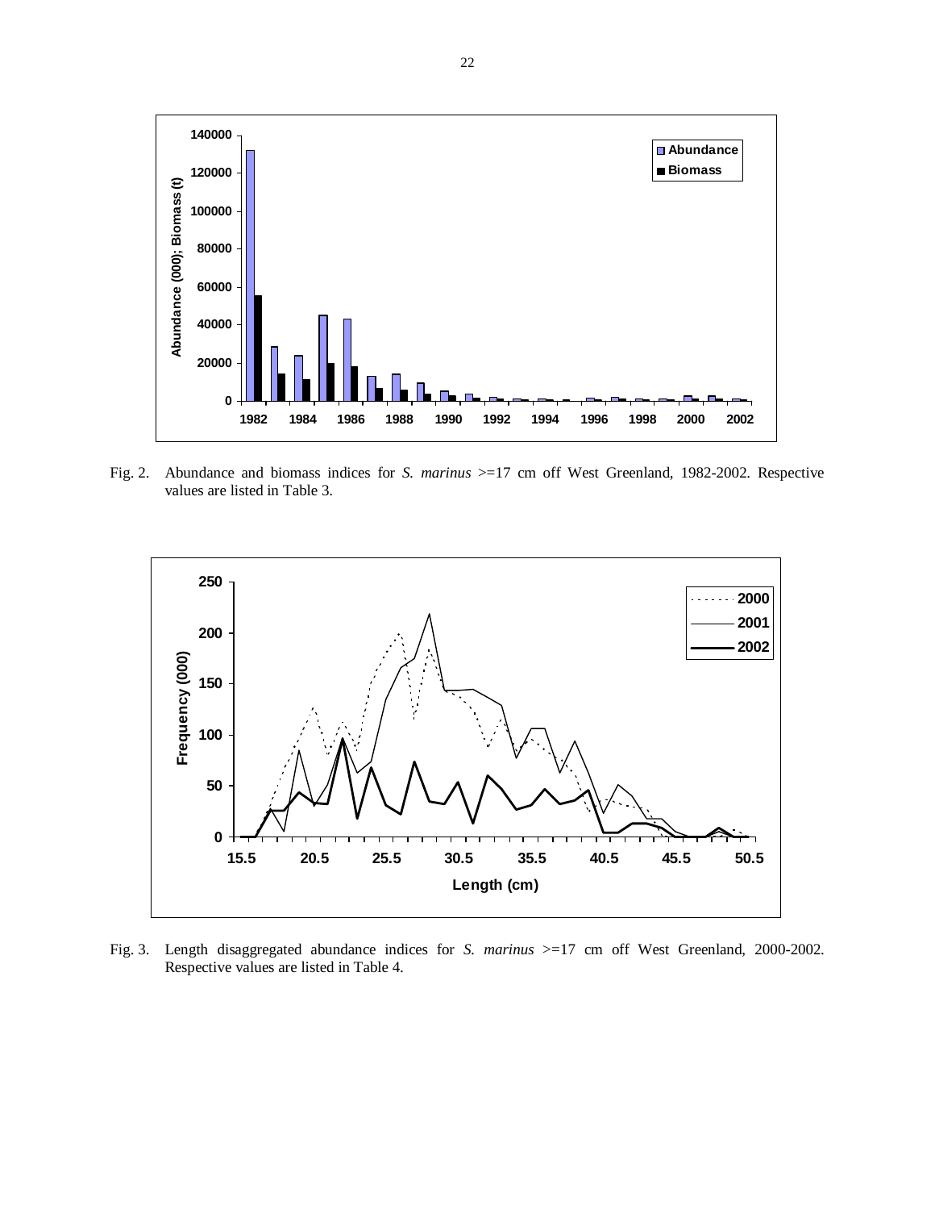Fig. 2. Abundance and biomass indices for *S. marinus* >=17 cm off West Greenland, 1982-2002. Respective values are listed in Table 3.

Fig. 3. Length disaggregated abundance indices for *S. marinus* >=17 cm off West Greenland, 2000-2002. Respective values are listed in Table 4.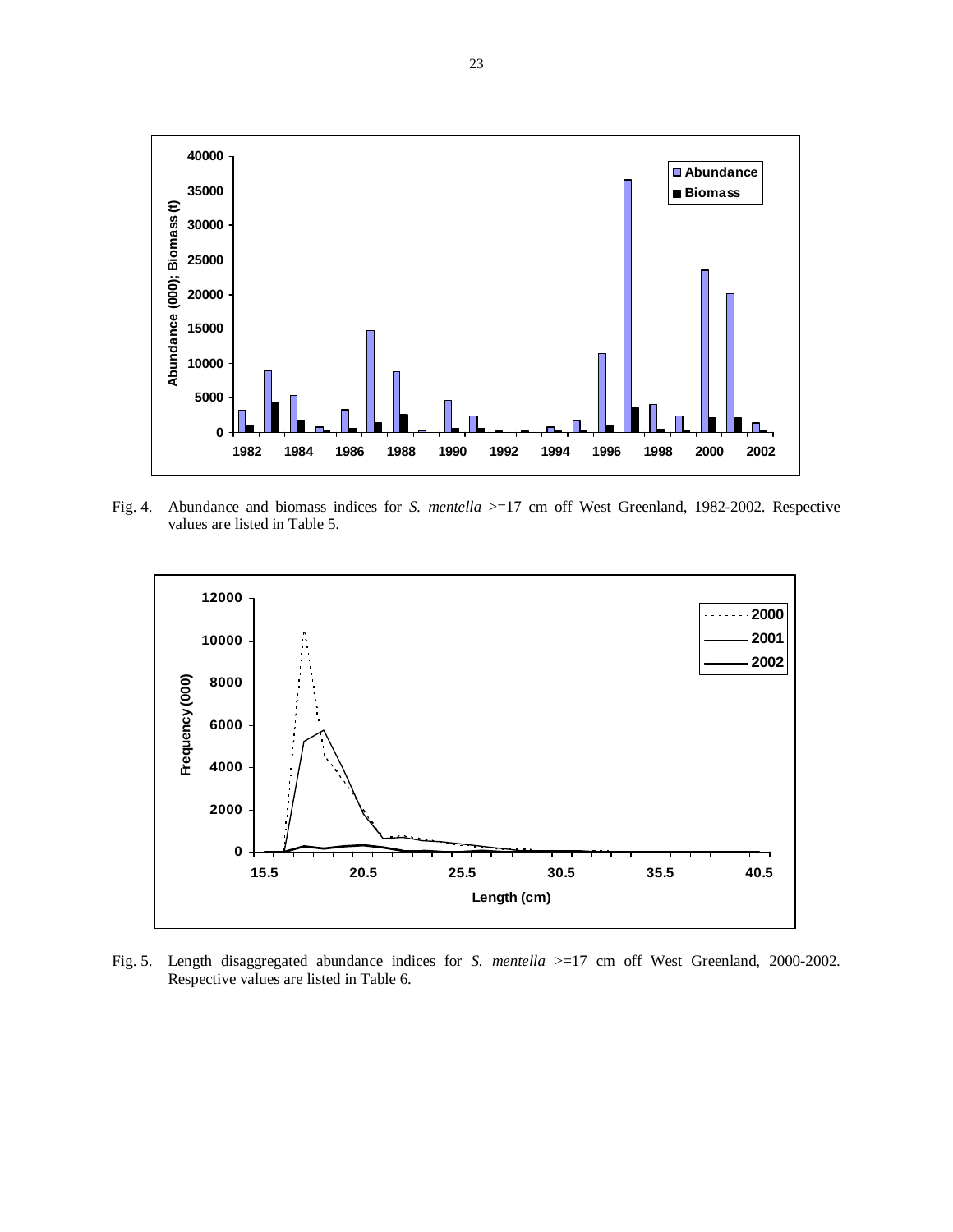Fig. 4. Abundance and biomass indices for *S. mentella* >=17 cm off West Greenland, 1982-2002. Respective values are listed in Table 5.

Fig. 5. Length disaggregated abundance indices for *S. mentella* >=17 cm off West Greenland, 2000-2002. Respective values are listed in Table 6.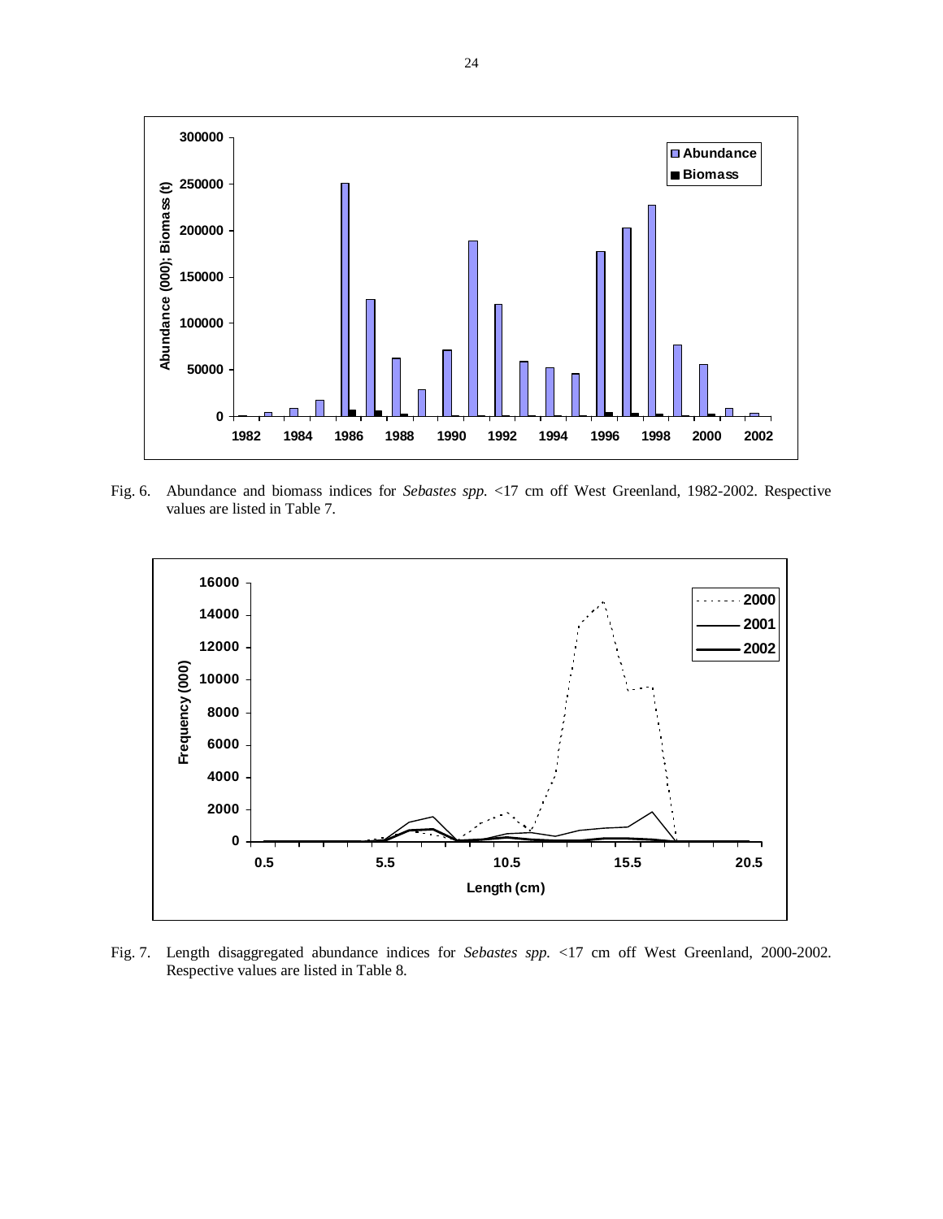Fig. 6. Abundance and biomass indices for *Sebastes spp.* <17 cm off West Greenland, 1982-2002. Respective values are listed in Table 7.

Fig. 7. Length disaggregated abundance indices for *Sebastes spp.* <17 cm off West Greenland, 2000-2002. Respective values are listed in Table 8.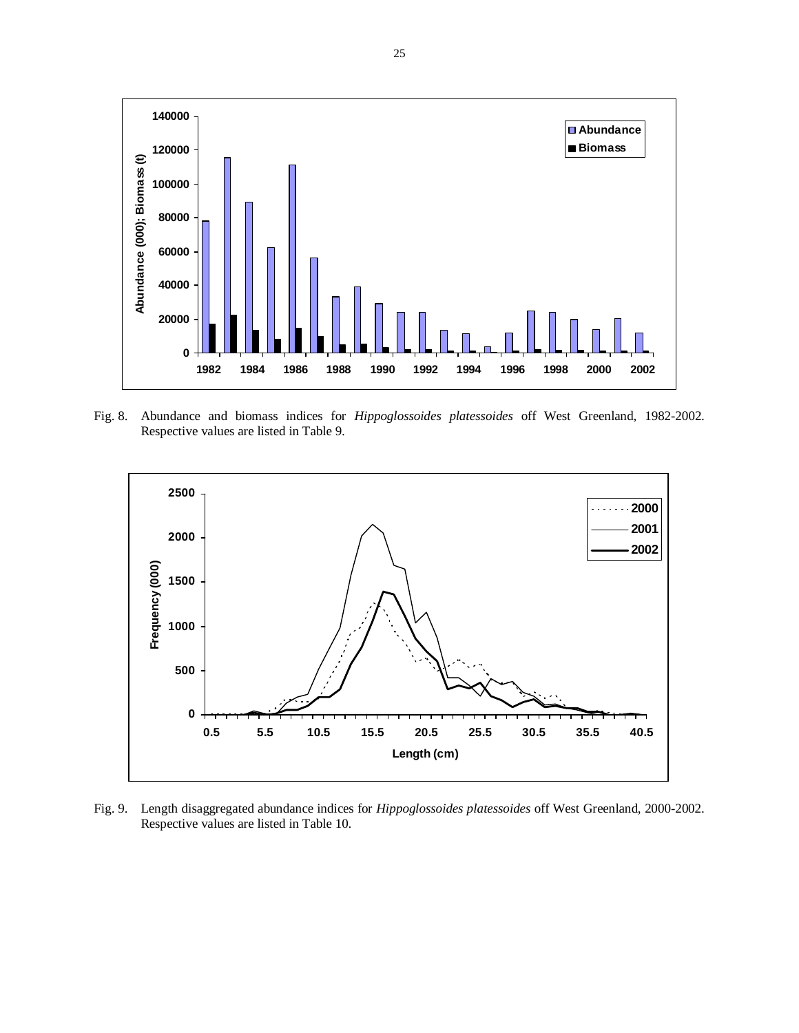Fig. 8. Abundance and biomass indices for *Hippoglossoides platessoides* off West Greenland, 1982-2002. Respective values are listed in Table 9.

Fig. 9. Length disaggregated abundance indices for *Hippoglossoides platessoides* off West Greenland, 2000-2002. Respective values are listed in Table 10.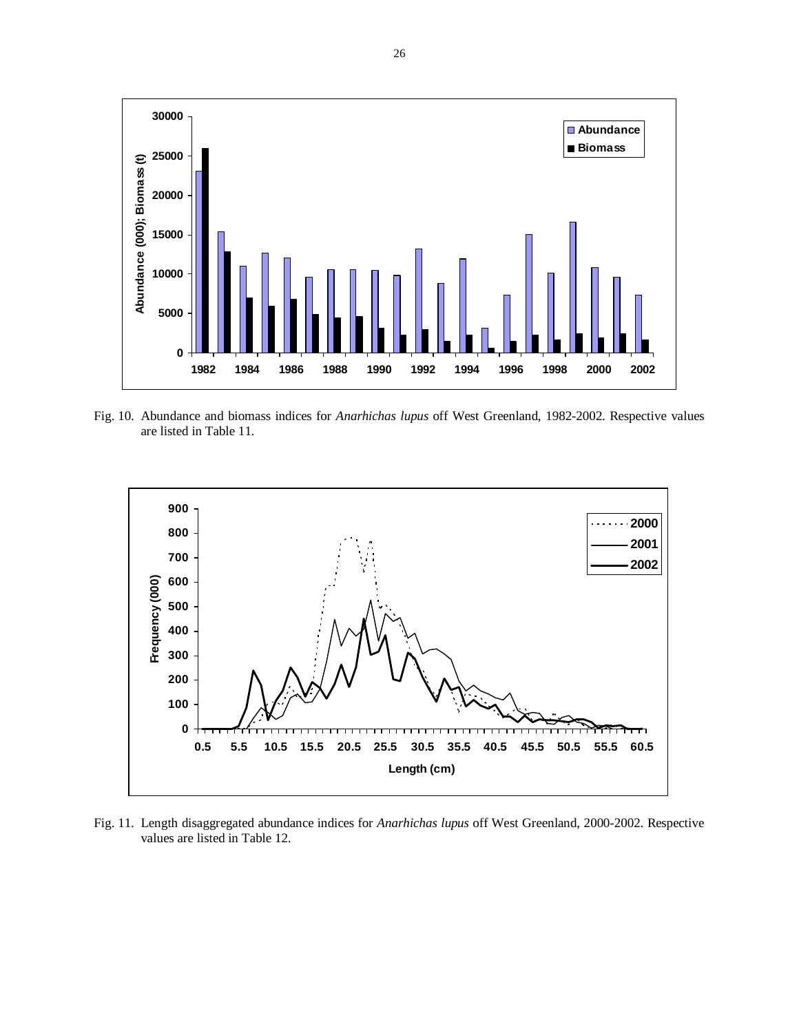Fig. 10. Abundance and biomass indices for *Anarhichas lupus* off West Greenland, 1982-2002. Respective values are listed in Table 11.

Fig. 11. Length disaggregated abundance indices for *Anarhichas lupus* off West Greenland, 2000-2002. Respective values are listed in Table 12.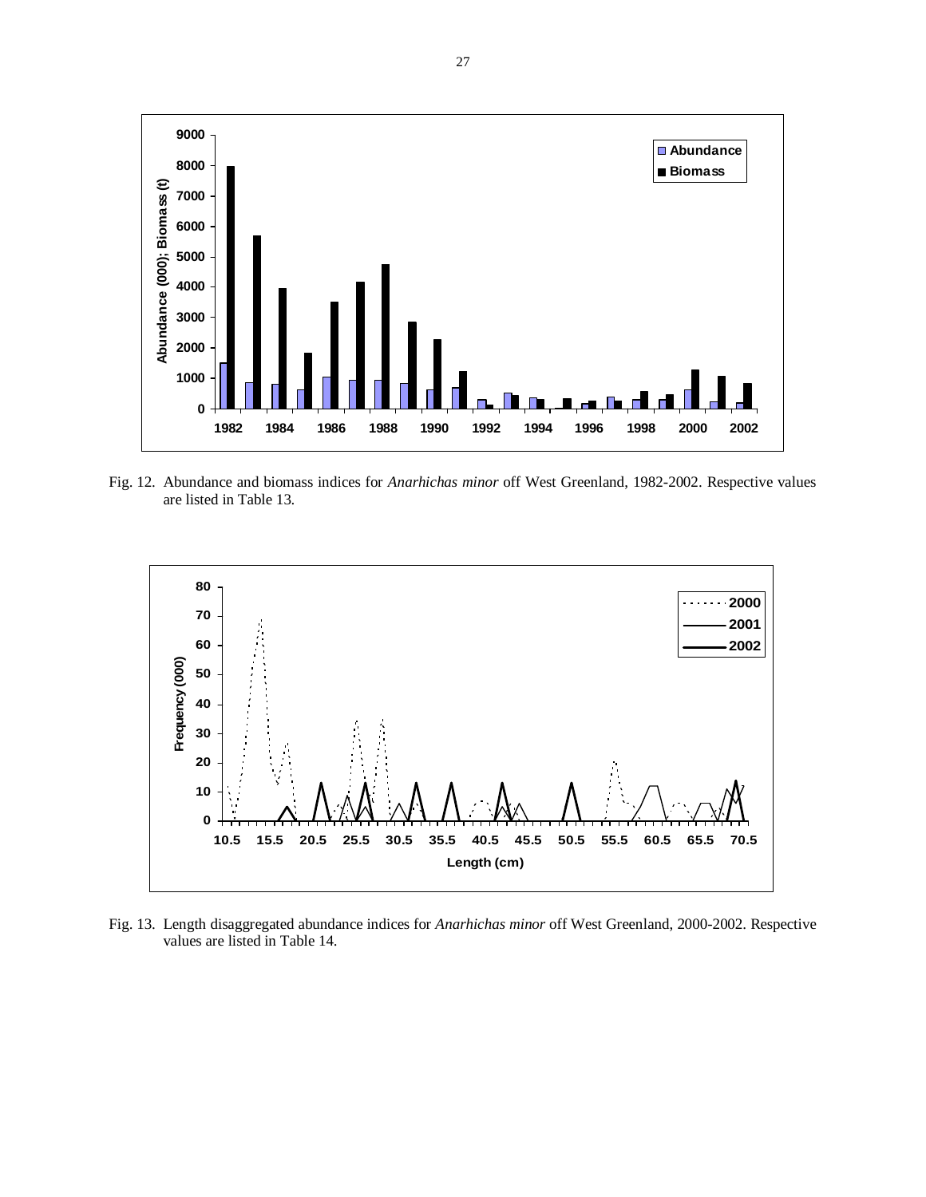Fig. 12. Abundance and biomass indices for *Anarhichas minor* off West Greenland, 1982-2002. Respective values are listed in Table 13.

Fig. 13. Length disaggregated abundance indices for *Anarhichas minor* off West Greenland, 2000-2002. Respective values are listed in Table 14.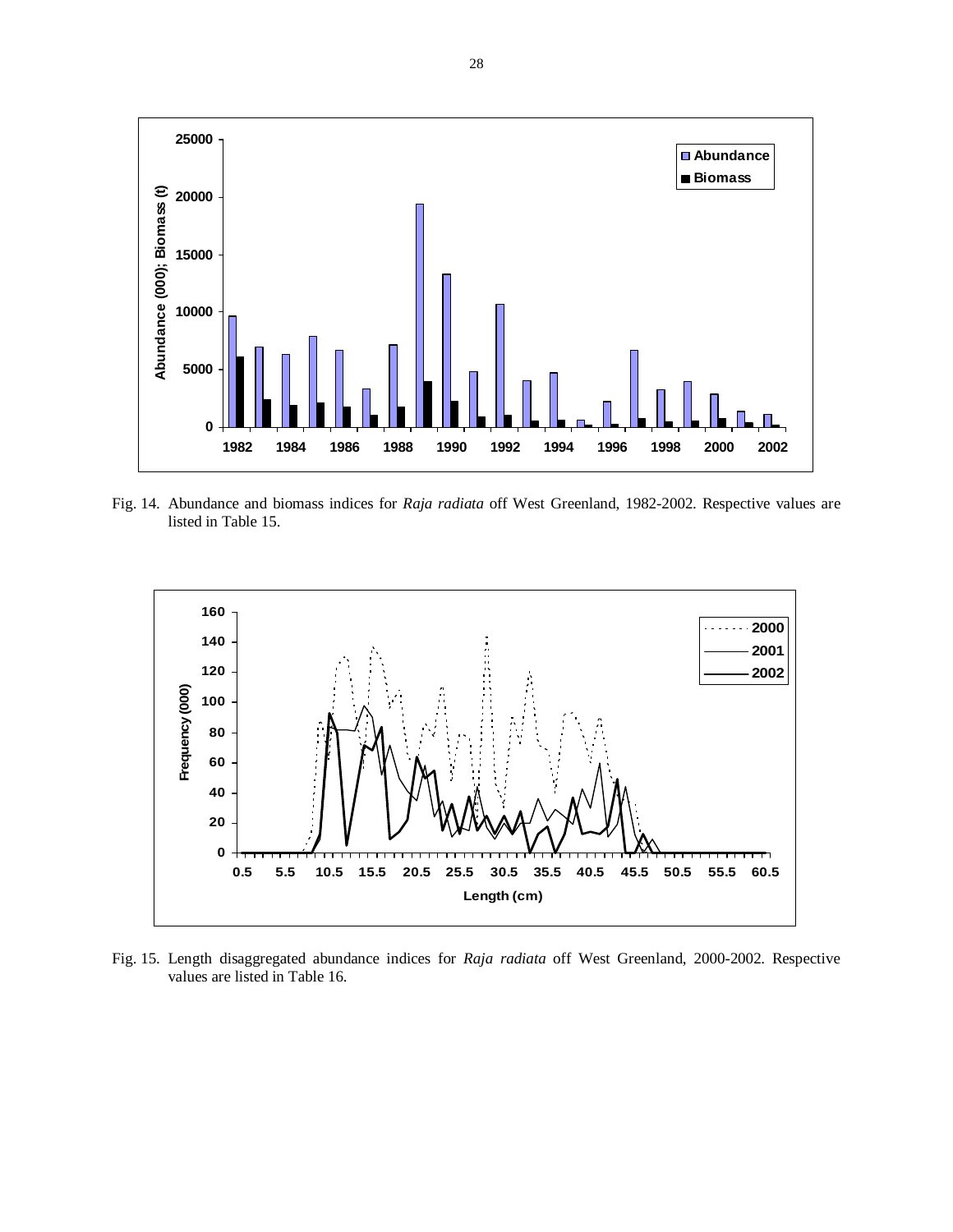25000
20000
15000
10000
5000
0

Abundance (000); Biomass (t)

1982 1984 1986 1988 1990 1992 1994 1996 1998 2000 2002

Abundance
Biomass

Fig. 14. Abundance and biomass indices for *Raja radiata* off West Greenland, 1982-2002. Respective values are listed in Table 15.

160
140
120
100
80
60
40
20
0

Frequency (000)

0.5 5.5 10.5 15.5 20.5 25.5 30.5 35.5 40.5 45.5 50.5 55.5 60.5

Length (cm)

2000
2001
2002

Fig. 15. Length disaggregated abundance indices for *Raja radiata* off West Greenland, 2000-2002. Respective values are listed in Table 16.